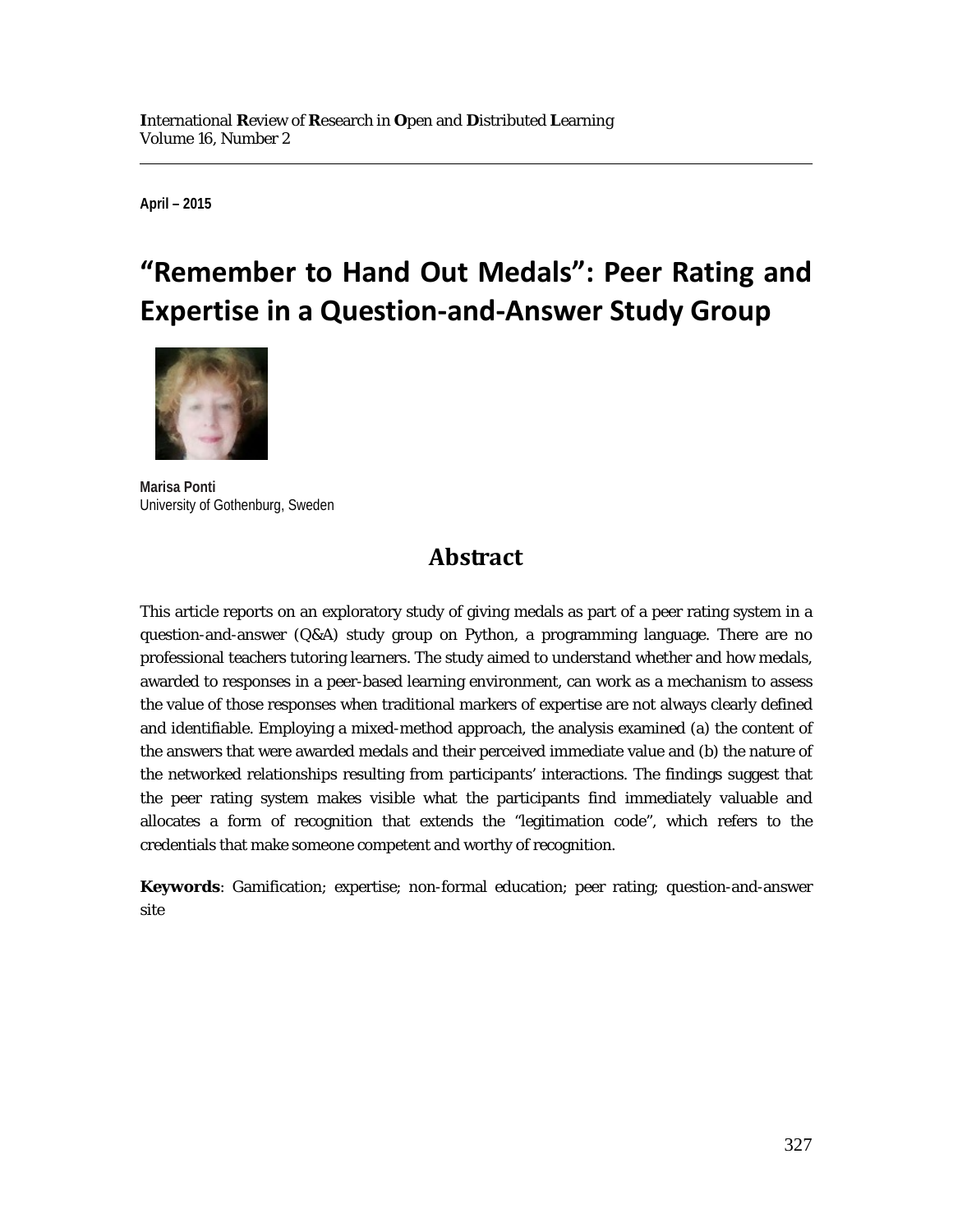April – 2015

# "Remember to Hand Out Medals": Peer Rating and Expertise in a Question-and-Answer Study Group

**Marisa Ponti**
University of Gothenburg, Sweden

## Abstract

This article reports on an exploratory study of giving medals as part of a peer rating system in a question-and-answer (Q&A) study group on Python, a programming language. There are no professional teachers tutoring learners. The study aimed to understand whether and how medals, awarded to responses in a peer-based learning environment, can work as a mechanism to assess the value of those responses when traditional markers of expertise are not always clearly defined and identifiable. Employing a mixed-method approach, the analysis examined (a) the content of the answers that were awarded medals and their perceived immediate value and (b) the nature of the networked relationships resulting from participants' interactions. The findings suggest that the peer rating system makes visible what the participants find immediately valuable and allocates a form of recognition that extends the "legitimation code", which refers to the credentials that make someone competent and worthy of recognition.

**Keywords**: Gamification; expertise; non-formal education; peer rating; question-and-answer site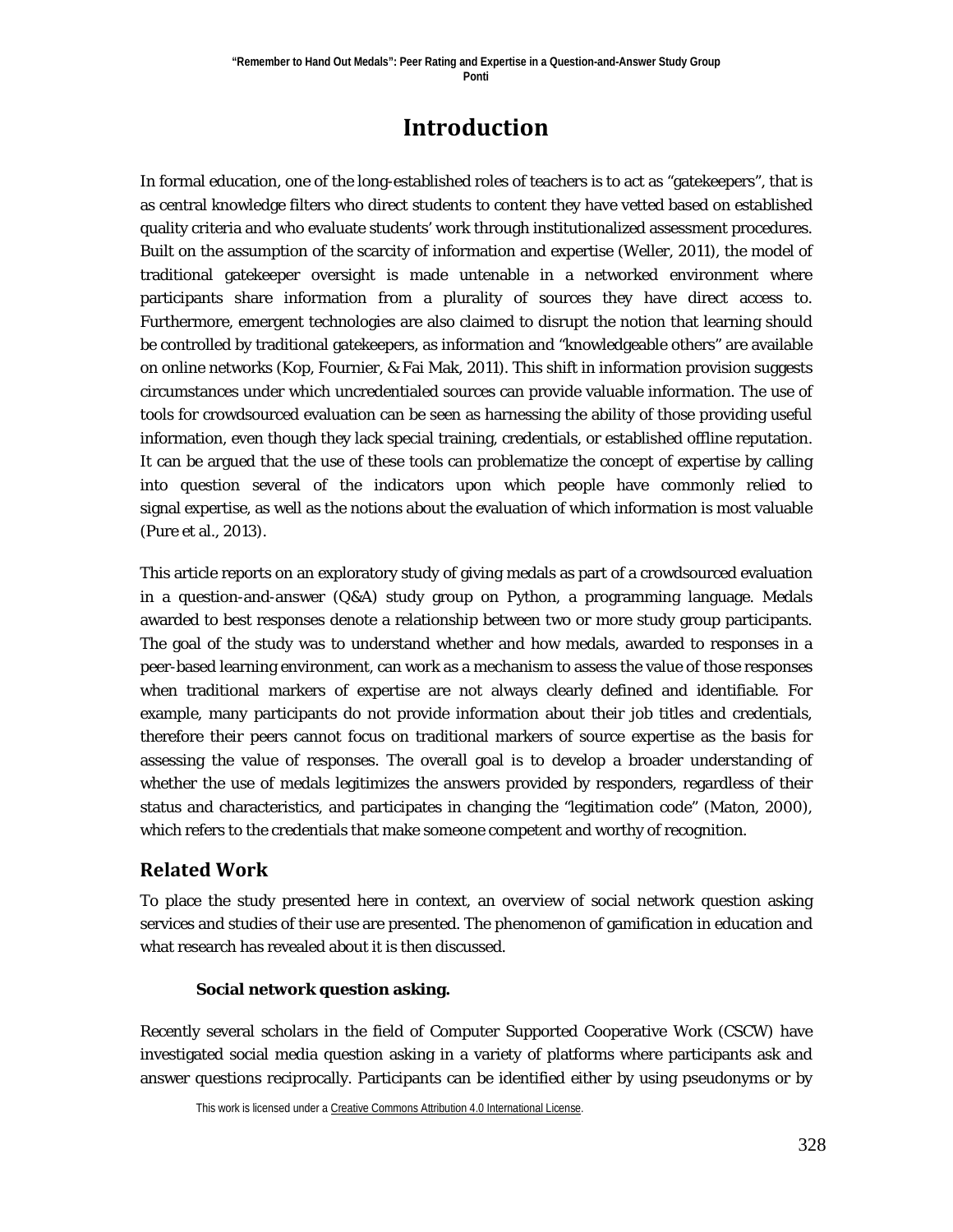# Introduction

In formal education, one of the long-established roles of teachers is to act as "gatekeepers", that is as central knowledge filters who direct students to content they have vetted based on established quality criteria and who evaluate students' work through institutionalized assessment procedures. Built on the assumption of the scarcity of information and expertise (Weller, 2011), the model of traditional gatekeeper oversight is made untenable in a networked environment where participants share information from a plurality of sources they have direct access to. Furthermore, emergent technologies are also claimed to disrupt the notion that learning should be controlled by traditional gatekeepers, as information and "knowledgeable others" are available on online networks (Kop, Fournier, & Fai Mak, 2011). This shift in information provision suggests circumstances under which uncredentialed sources can provide valuable information. The use of tools for crowdsourced evaluation can be seen as harnessing the ability of those providing useful information, even though they lack special training, credentials, or established offline reputation. It can be argued that the use of these tools can problematize the concept of expertise by calling into question several of the indicators upon which people have commonly relied to signal expertise, as well as the notions about the evaluation of which information is most valuable (Pure et al., 2013).

This article reports on an exploratory study of giving medals as part of a crowdsourced evaluation in a question-and-answer (Q&A) study group on Python, a programming language. Medals awarded to best responses denote a relationship between two or more study group participants. The goal of the study was to understand whether and how medals, awarded to responses in a peer-based learning environment, can work as a mechanism to assess the value of those responses when traditional markers of expertise are not always clearly defined and identifiable. For example, many participants do not provide information about their job titles and credentials, therefore their peers cannot focus on traditional markers of source expertise as the basis for assessing the value of responses. The overall goal is to develop a broader understanding of whether the use of medals legitimizes the answers provided by responders, regardless of their status and characteristics, and participates in changing the "legitimation code" (Maton, 2000), which refers to the credentials that make someone competent and worthy of recognition.

## Related Work

To place the study presented here in context, an overview of social network question asking services and studies of their use are presented. The phenomenon of gamification in education and what research has revealed about it is then discussed.

### Social network question asking.

Recently several scholars in the field of Computer Supported Cooperative Work (CSCW) have investigated social media question asking in a variety of platforms where participants ask and answer questions reciprocally. Participants can be identified either by using pseudonyms or by

This work is licensed under a Creative Commons Attribution 4.0 International License.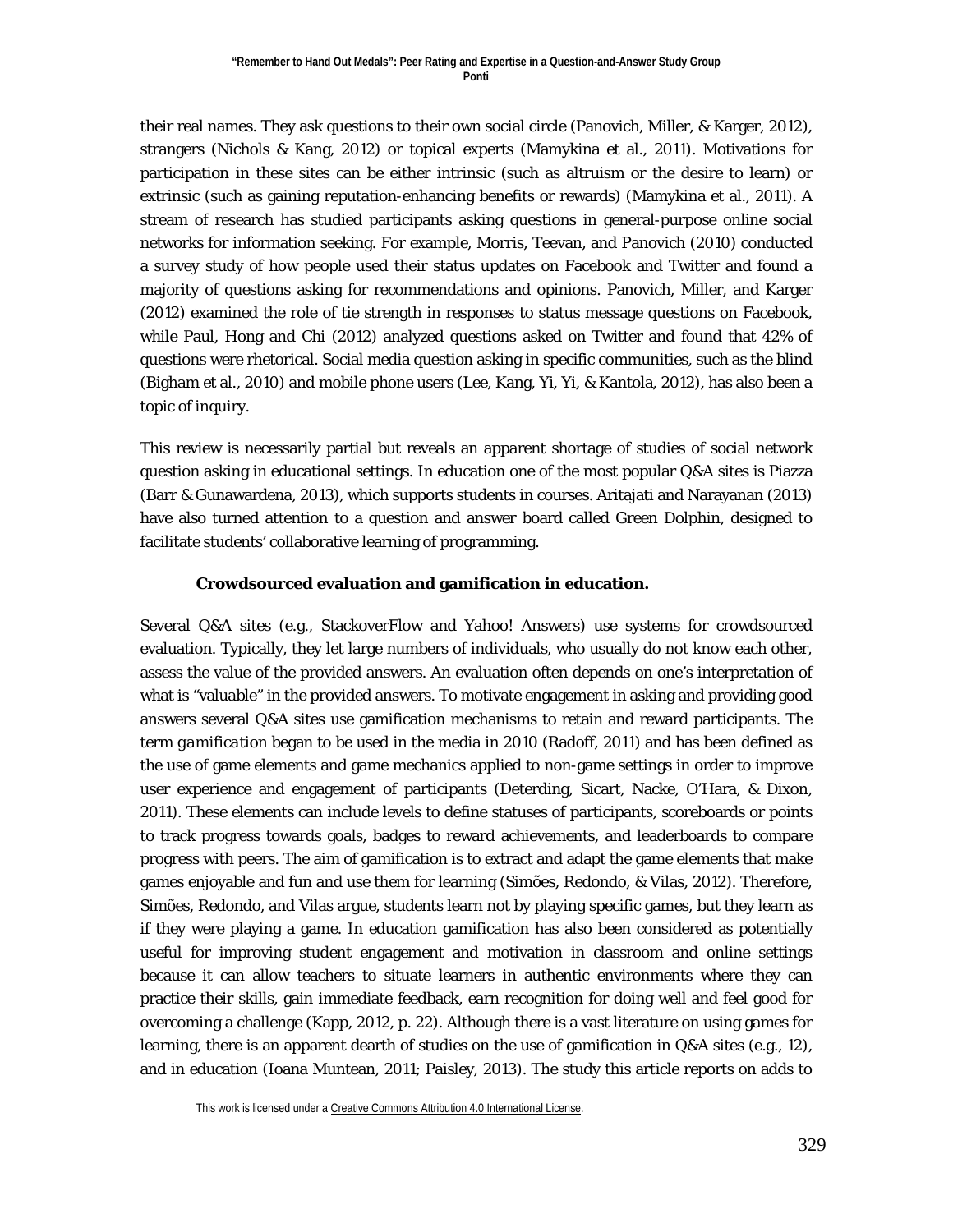their real names. They ask questions to their own social circle (Panovich, Miller, & Karger, 2012), strangers (Nichols & Kang, 2012) or topical experts (Mamykina et al., 2011). Motivations for participation in these sites can be either intrinsic (such as altruism or the desire to learn) or extrinsic (such as gaining reputation-enhancing benefits or rewards) (Mamykina et al., 2011). A stream of research has studied participants asking questions in general-purpose online social networks for information seeking. For example, Morris, Teevan, and Panovich (2010) conducted a survey study of how people used their status updates on Facebook and Twitter and found a majority of questions asking for recommendations and opinions. Panovich, Miller, and Karger (2012) examined the role of tie strength in responses to status message questions on Facebook, while Paul, Hong and Chi (2012) analyzed questions asked on Twitter and found that 42% of questions were rhetorical. Social media question asking in specific communities, such as the blind (Bigham et al., 2010) and mobile phone users (Lee, Kang, Yi, Yi, & Kantola, 2012), has also been a topic of inquiry.

This review is necessarily partial but reveals an apparent shortage of studies of social network question asking in educational settings. In education one of the most popular Q&A sites is Piazza (Barr & Gunawardena, 2013), which supports students in courses. Aritajati and Narayanan (2013) have also turned attention to a question and answer board called Green Dolphin, designed to facilitate students' collaborative learning of programming.

**Crowdsourced evaluation and gamification in education.**

Several Q&A sites (e.g., StackoverFlow and Yahoo! Answers) use systems for crowdsourced evaluation. Typically, they let large numbers of individuals, who usually do not know each other, assess the value of the provided answers. An evaluation often depends on one's interpretation of what is "valuable" in the provided answers. To motivate engagement in asking and providing good answers several Q&A sites use gamification mechanisms to retain and reward participants. The term *gamification* began to be used in the media in 2010 (Radoff, 2011) and has been defined as the use of game elements and game mechanics applied to non-game settings in order to improve user experience and engagement of participants (Deterding, Sicart, Nacke, O'Hara, & Dixon, 2011). These elements can include levels to define statuses of participants, scoreboards or points to track progress towards goals, badges to reward achievements, and leaderboards to compare progress with peers. The aim of gamification is to extract and adapt the game elements that make games enjoyable and fun and use them for learning (Simões, Redondo, & Vilas, 2012). Therefore, Simões, Redondo, and Vilas argue, students learn not by playing specific games, but they learn as if they were playing a game. In education gamification has also been considered as potentially useful for improving student engagement and motivation in classroom and online settings because it can allow teachers to situate learners in authentic environments where they can practice their skills, gain immediate feedback, earn recognition for doing well and feel good for overcoming a challenge (Kapp, 2012, p. 22). Although there is a vast literature on using games for learning, there is an apparent dearth of studies on the use of gamification in Q&A sites (e.g., 12), and in education (Ioana Muntean, 2011; Paisley, 2013). The study this article reports on adds to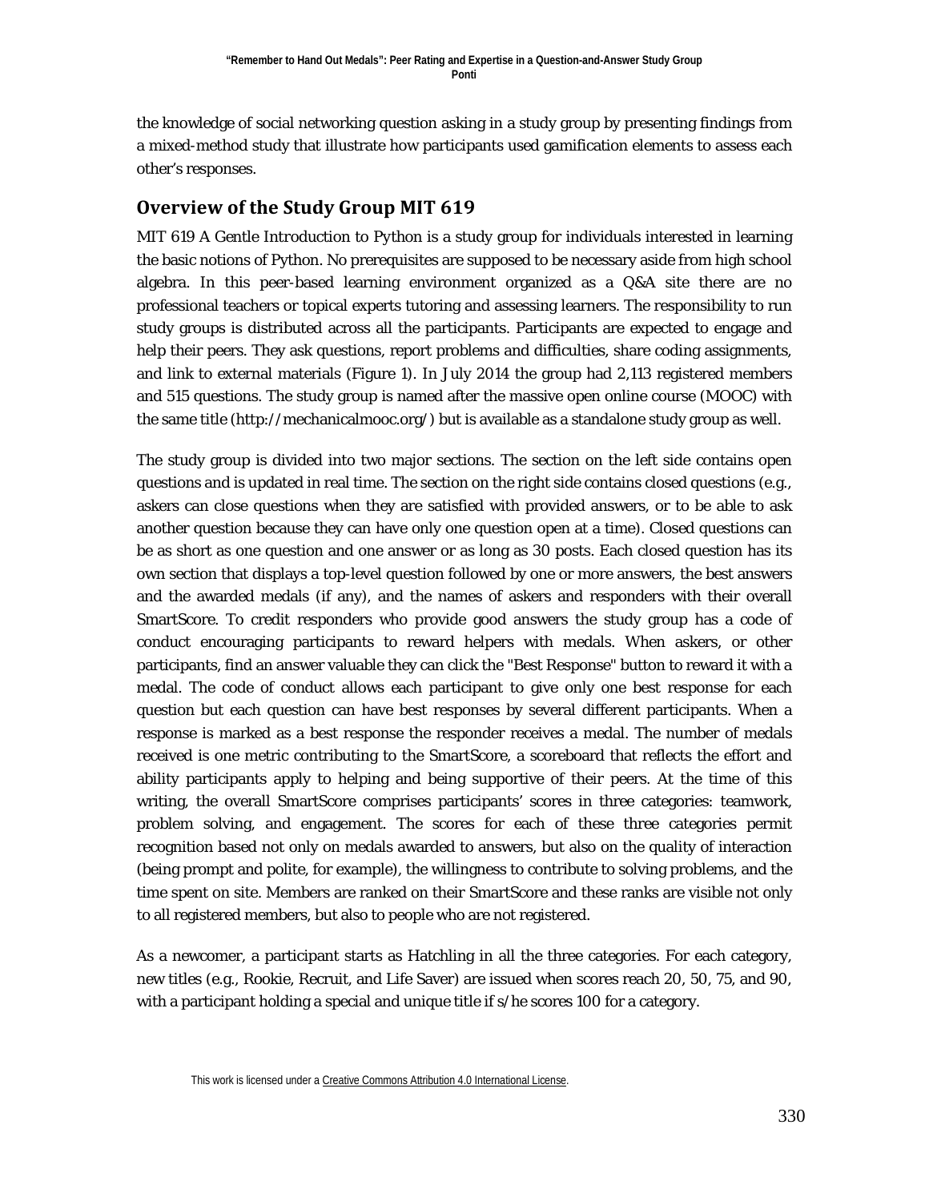the knowledge of social networking question asking in a study group by presenting findings from a mixed-method study that illustrate how participants used gamification elements to assess each other's responses.

## Overview of the Study Group MIT 619

MIT 619 A Gentle Introduction to Python is a study group for individuals interested in learning the basic notions of Python. No prerequisites are supposed to be necessary aside from high school algebra. In this peer-based learning environment organized as a Q&A site there are no professional teachers or topical experts tutoring and assessing learners. The responsibility to run study groups is distributed across all the participants. Participants are expected to engage and help their peers. They ask questions, report problems and difficulties, share coding assignments, and link to external materials (Figure 1). In July 2014 the group had 2,113 registered members and 515 questions. The study group is named after the massive open online course (MOOC) with the same title (http://mechanicalmooc.org/) but is available as a standalone study group as well.

The study group is divided into two major sections. The section on the left side contains open questions and is updated in real time. The section on the right side contains closed questions (e.g., askers can close questions when they are satisfied with provided answers, or to be able to ask another question because they can have only one question open at a time). Closed questions can be as short as one question and one answer or as long as 30 posts. Each closed question has its own section that displays a top-level question followed by one or more answers, the best answers and the awarded medals (if any), and the names of askers and responders with their overall SmartScore. To credit responders who provide good answers the study group has a code of conduct encouraging participants to reward helpers with medals. When askers, or other participants, find an answer valuable they can click the "Best Response" button to reward it with a medal. The code of conduct allows each participant to give only one best response for each question but each question can have best responses by several different participants. When a response is marked as a best response the responder receives a medal. The number of medals received is one metric contributing to the SmartScore, a scoreboard that reflects the effort and ability participants apply to helping and being supportive of their peers. At the time of this writing, the overall SmartScore comprises participants' scores in three categories: teamwork, problem solving, and engagement. The scores for each of these three categories permit recognition based not only on medals awarded to answers, but also on the quality of interaction (being prompt and polite, for example), the willingness to contribute to solving problems, and the time spent on site. Members are ranked on their SmartScore and these ranks are visible not only to all registered members, but also to people who are not registered.

As a newcomer, a participant starts as Hatchling in all the three categories. For each category, new titles (e.g., Rookie, Recruit, and Life Saver) are issued when scores reach 20, 50, 75, and 90, with a participant holding a special and unique title if s/he scores 100 for a category.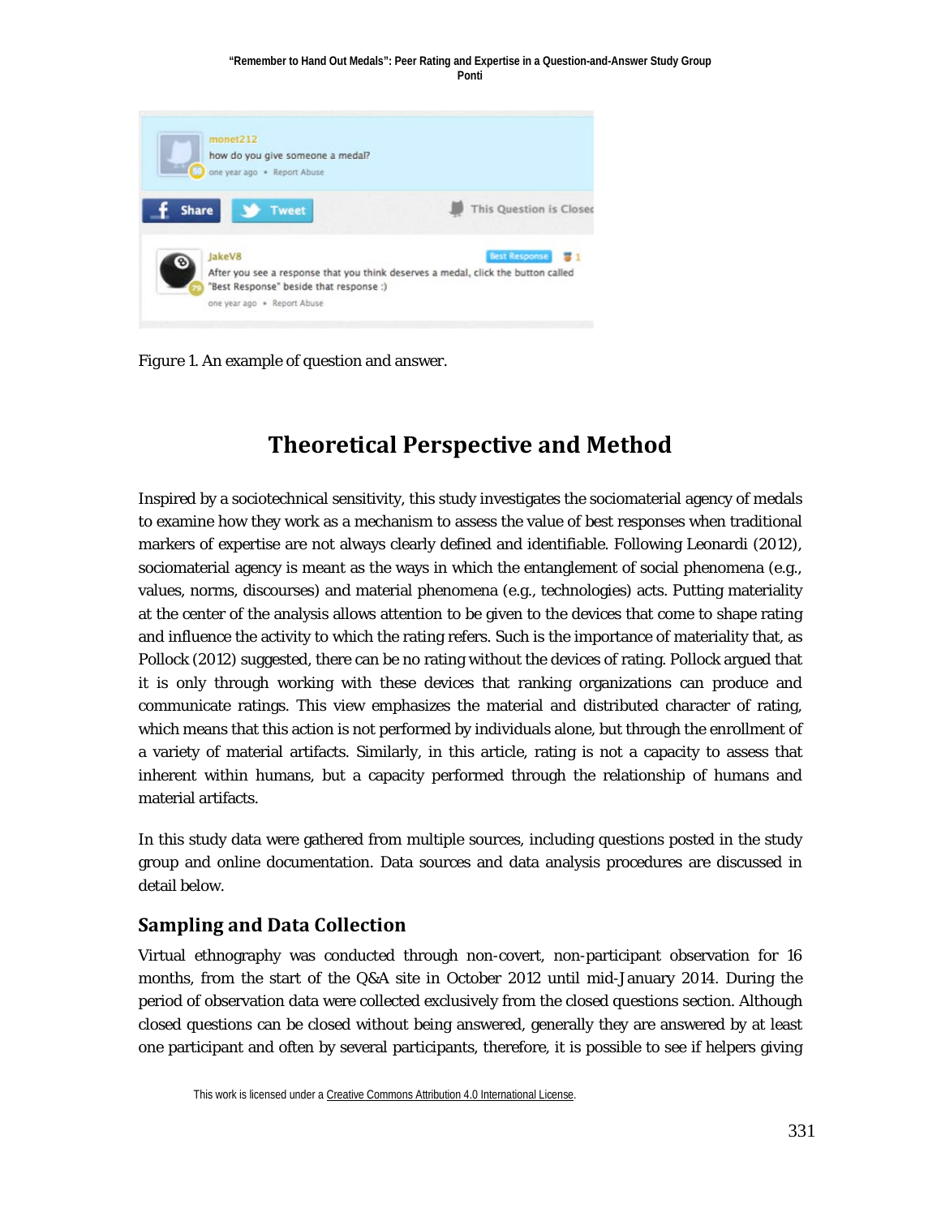Figure 1. An example of question and answer.

## Theoretical Perspective and Method

Inspired by a sociotechnical sensitivity, this study investigates the sociomaterial agency of medals to examine how they work as a mechanism to assess the value of best responses when traditional markers of expertise are not always clearly defined and identifiable. Following Leonardi (2012), sociomaterial agency is meant as the ways in which the entanglement of social phenomena (e.g., values, norms, discourses) and material phenomena (e.g., technologies) acts. Putting materiality at the center of the analysis allows attention to be given to the devices that come to shape rating and influence the activity to which the rating refers. Such is the importance of materiality that, as Pollock (2012) suggested, there can be no rating without the devices of rating. Pollock argued that it is only through working with these devices that ranking organizations can produce and communicate ratings. This view emphasizes the material and distributed character of rating, which means that this action is not performed by individuals alone, but through the enrollment of a variety of material artifacts. Similarly, in this article, rating is not a capacity to assess that inherent within humans, but a capacity performed through the relationship of humans and material artifacts.

In this study data were gathered from multiple sources, including questions posted in the study group and online documentation. Data sources and data analysis procedures are discussed in detail below.

### Sampling and Data Collection

Virtual ethnography was conducted through non-covert, non-participant observation for 16 months, from the start of the Q&A site in October 2012 until mid-January 2014. During the period of observation data were collected exclusively from the closed questions section. Although closed questions can be closed without being answered, generally they are answered by at least one participant and often by several participants, therefore, it is possible to see if helpers giving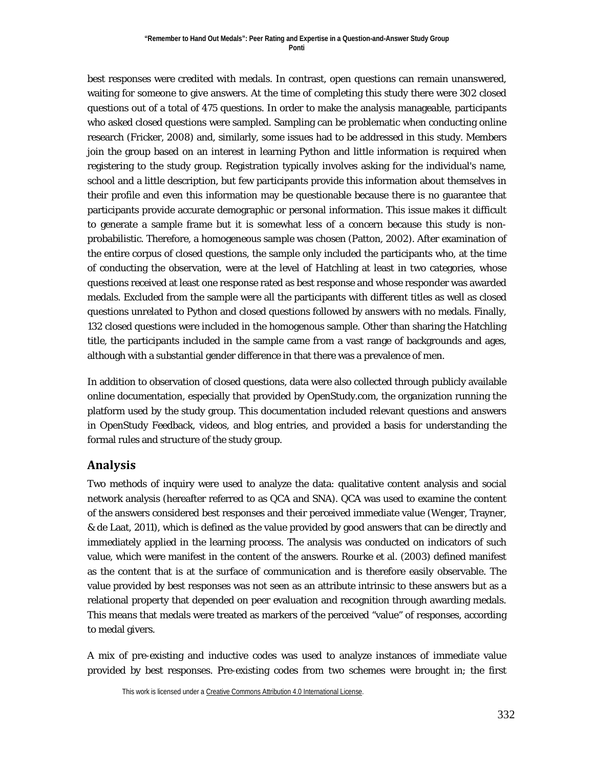best responses were credited with medals. In contrast, open questions can remain unanswered, waiting for someone to give answers. At the time of completing this study there were 302 closed questions out of a total of 475 questions. In order to make the analysis manageable, participants who asked closed questions were sampled. Sampling can be problematic when conducting online research (Fricker, 2008) and, similarly, some issues had to be addressed in this study. Members join the group based on an interest in learning Python and little information is required when registering to the study group. Registration typically involves asking for the individual's name, school and a little description, but few participants provide this information about themselves in their profile and even this information may be questionable because there is no guarantee that participants provide accurate demographic or personal information. This issue makes it difficult to generate a sample frame but it is somewhat less of a concern because this study is non-probabilistic. Therefore, a homogeneous sample was chosen (Patton, 2002). After examination of the entire corpus of closed questions, the sample only included the participants who, at the time of conducting the observation, were at the level of Hatchling at least in two categories, whose questions received at least one response rated as best response and whose responder was awarded medals. Excluded from the sample were all the participants with different titles as well as closed questions unrelated to Python and closed questions followed by answers with no medals. Finally, 132 closed questions were included in the homogenous sample. Other than sharing the Hatchling title, the participants included in the sample came from a vast range of backgrounds and ages, although with a substantial gender difference in that there was a prevalence of men.

In addition to observation of closed questions, data were also collected through publicly available online documentation, especially that provided by OpenStudy.com, the organization running the platform used by the study group. This documentation included relevant questions and answers in OpenStudy Feedback, videos, and blog entries, and provided a basis for understanding the formal rules and structure of the study group.

## Analysis

Two methods of inquiry were used to analyze the data: qualitative content analysis and social network analysis (hereafter referred to as QCA and SNA). QCA was used to examine the content of the answers considered best responses and their perceived immediate value (Wenger, Trayner, & de Laat, 2011), which is defined as the value provided by good answers that can be directly and immediately applied in the learning process. The analysis was conducted on indicators of such value, which were manifest in the content of the answers. Rourke et al. (2003) defined manifest as the content that is at the surface of communication and is therefore easily observable. The value provided by best responses was not seen as an attribute intrinsic to these answers but as a relational property that depended on peer evaluation and recognition through awarding medals. This means that medals were treated as markers of the perceived "value" of responses, according to medal givers.

A mix of pre-existing and inductive codes was used to analyze instances of immediate value provided by best responses. Pre-existing codes from two schemes were brought in; the first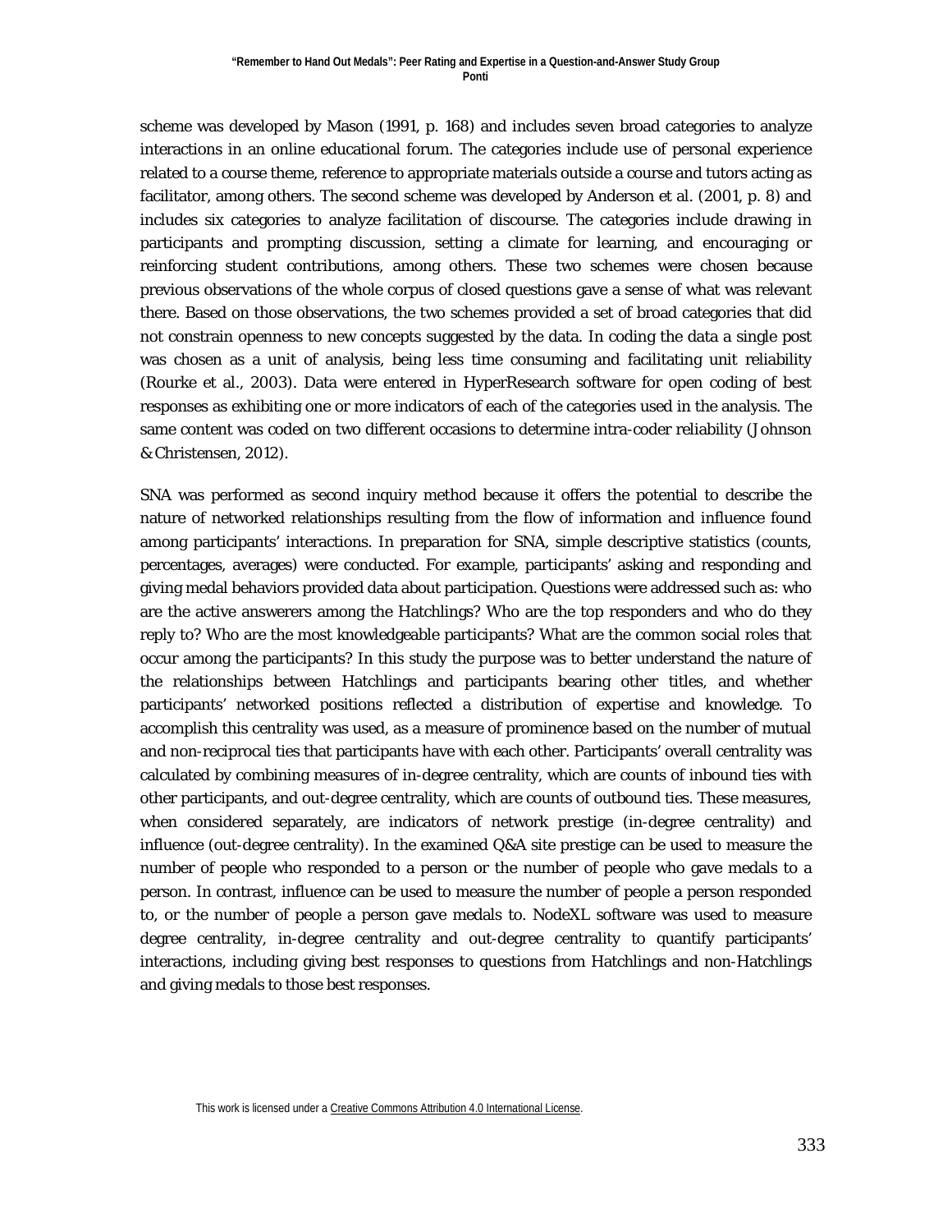scheme was developed by Mason (1991, p. 168) and includes seven broad categories to analyze interactions in an online educational forum. The categories include use of personal experience related to a course theme, reference to appropriate materials outside a course and tutors acting as facilitator, among others. The second scheme was developed by Anderson et al. (2001, p. 8) and includes six categories to analyze facilitation of discourse. The categories include drawing in participants and prompting discussion, setting a climate for learning, and encouraging or reinforcing student contributions, among others. These two schemes were chosen because previous observations of the whole corpus of closed questions gave a sense of what was relevant there. Based on those observations, the two schemes provided a set of broad categories that did not constrain openness to new concepts suggested by the data. In coding the data a single post was chosen as a unit of analysis, being less time consuming and facilitating unit reliability (Rourke et al., 2003). Data were entered in HyperResearch software for open coding of best responses as exhibiting one or more indicators of each of the categories used in the analysis. The same content was coded on two different occasions to determine intra-coder reliability (Johnson & Christensen, 2012).

SNA was performed as second inquiry method because it offers the potential to describe the nature of networked relationships resulting from the flow of information and influence found among participants' interactions. In preparation for SNA, simple descriptive statistics (counts, percentages, averages) were conducted. For example, participants' asking and responding and giving medal behaviors provided data about participation. Questions were addressed such as: who are the active answerers among the Hatchlings? Who are the top responders and who do they reply to? Who are the most knowledgeable participants? What are the common social roles that occur among the participants? In this study the purpose was to better understand the nature of the relationships between Hatchlings and participants bearing other titles, and whether participants' networked positions reflected a distribution of expertise and knowledge. To accomplish this centrality was used, as a measure of prominence based on the number of mutual and non-reciprocal ties that participants have with each other. Participants' overall centrality was calculated by combining measures of in-degree centrality, which are counts of inbound ties with other participants, and out-degree centrality, which are counts of outbound ties. These measures, when considered separately, are indicators of network prestige (in-degree centrality) and influence (out-degree centrality). In the examined Q&A site prestige can be used to measure the number of people who responded to a person or the number of people who gave medals to a person. In contrast, influence can be used to measure the number of people a person responded to, or the number of people a person gave medals to. NodeXL software was used to measure degree centrality, in-degree centrality and out-degree centrality to quantify participants' interactions, including giving best responses to questions from Hatchlings and non-Hatchlings and giving medals to those best responses.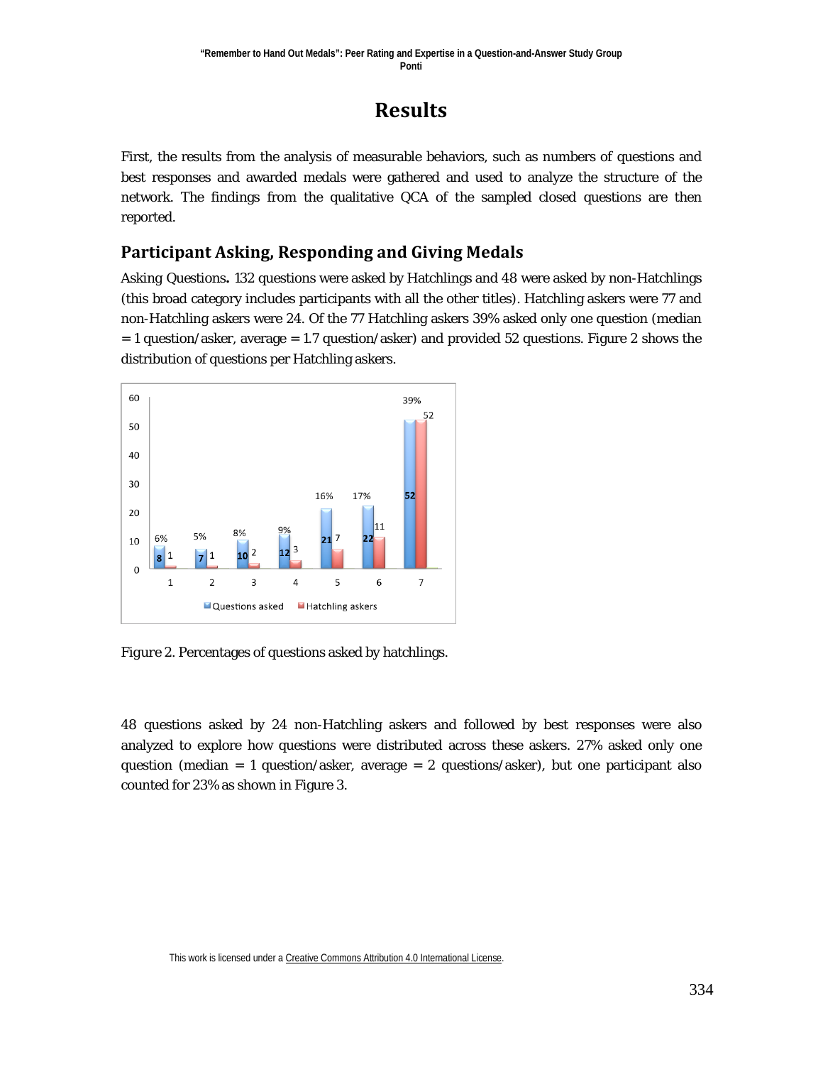# Results

First, the results from the analysis of measurable behaviors, such as numbers of questions and best responses and awarded medals were gathered and used to analyze the structure of the network. The findings from the qualitative QCA of the sampled closed questions are then reported.

## Participant Asking, Responding and Giving Medals

Asking Questions**.** 132 questions were asked by Hatchlings and 48 were asked by non-Hatchlings (this broad category includes participants with all the other titles). Hatchling askers were 77 and non-Hatchling askers were 24. Of the 77 Hatchling askers 39% asked only one question (median = 1 question/asker, average = 1.7 question/asker) and provided 52 questions. Figure 2 shows the distribution of questions per Hatchling askers.

Figure 2. Percentages of questions asked by hatchlings.

48 questions asked by 24 non-Hatchling askers and followed by best responses were also analyzed to explore how questions were distributed across these askers. 27% asked only one question (median = 1 question/asker, average = 2 questions/asker), but one participant also counted for 23% as shown in Figure 3.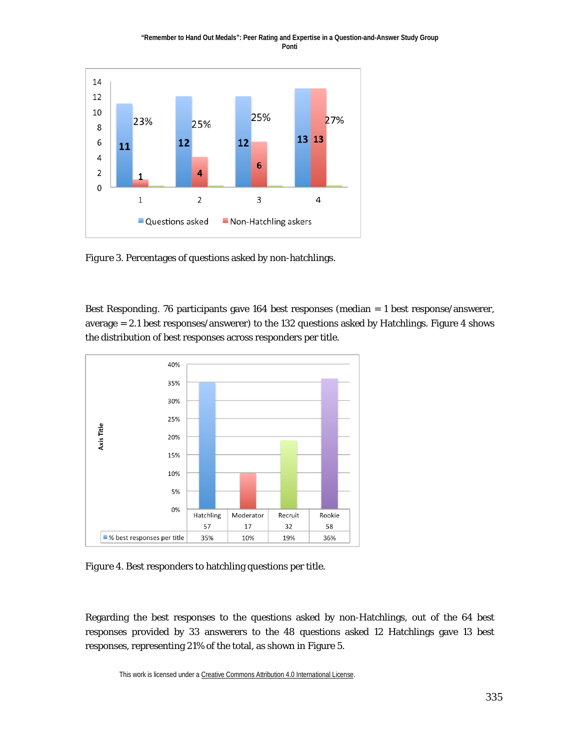Figure 3. Percentages of questions asked by non-hatchlings.

Best Responding. 76 participants gave 164 best responses (median = 1 best response/answerer, average = 2.1 best responses/answerer) to the 132 questions asked by Hatchlings. Figure 4 shows the distribution of best responses across responders per title.

| | Hatchling | Moderator | Recruit | Rookie |
|---|---|---|---|---|
| | 57 | 17 | 32 | 58 |
| % best responses per title | 35% | 10% | 19% | 36% |

Figure 4. Best responders to hatchling questions per title.

Regarding the best responses to the questions asked by non-Hatchlings, out of the 64 best responses provided by 33 answerers to the 48 questions asked 12 Hatchlings gave 13 best responses, representing 21% of the total, as shown in Figure 5.

This work is licensed under a Creative Commons Attribution 4.0 International License.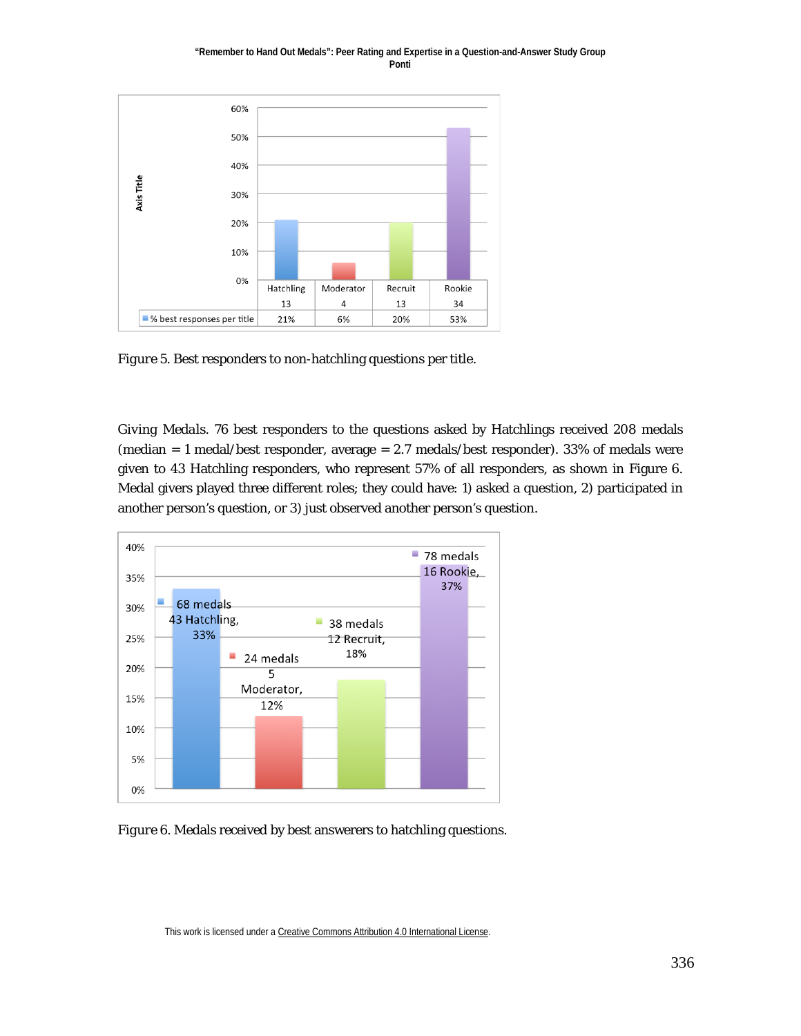| | Hatchling | Moderator | Recruit | Rookie |
|---|---|---|---|---|
| | 13 | 4 | 13 | 34 |
| % best responses per title | 21% | 6% | 20% | 53% |

Figure 5. Best responders to non-hatchling questions per title.

*Giving Medals.* 76 best responders to the questions asked by Hatchlings received 208 medals (median = 1 medal/best responder, average = 2.7 medals/best responder). 33% of medals were given to 43 Hatchling responders, who represent 57% of all responders, as shown in Figure 6. Medal givers played three different roles; they could have: 1) asked a question, 2) participated in another person's question, or 3) just observed another person's question.

| Title | Responders | Medals | % of medals |
|---|---|---|---|
| Hatchling | 43 | 68 | 33% |
| Moderator | 5 | 24 | 12% |
| Recruit | 12 | 38 | 18% |
| Rookie | 16 | 78 | 37% |

Figure 6. Medals received by best answerers to hatchling questions.

This work is licensed under a Creative Commons Attribution 4.0 International License.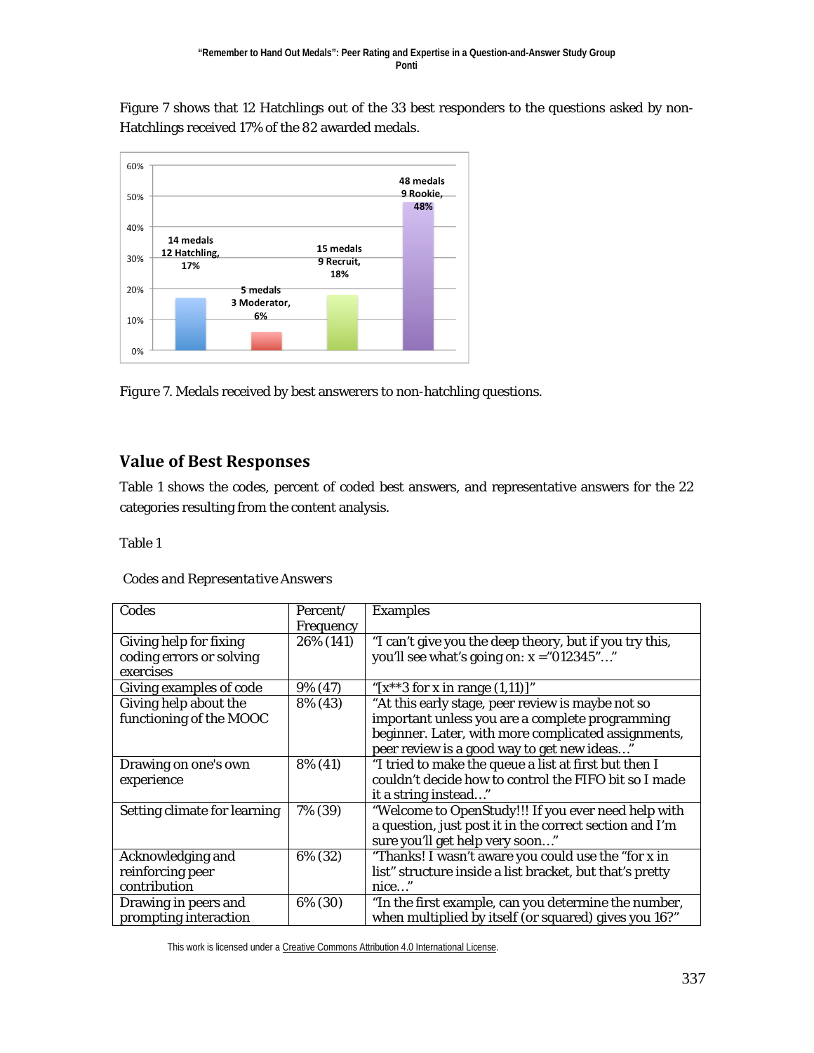Figure 7 shows that 12 Hatchlings out of the 33 best responders to the questions asked by non-Hatchlings received 17% of the 82 awarded medals.

*Figure 7*. Medals received by best answerers to non-hatchling questions.

## Value of Best Responses

Table 1 shows the codes, percent of coded best answers, and representative answers for the 22 categories resulting from the content analysis.

Table 1

*Codes and Representative Answers*

| Codes | Percent/ Frequency | Examples |
| --- | --- | --- |
| Giving help for fixing coding errors or solving exercises | 26% (141) | "I can't give you the deep theory, but if you try this, you'll see what's going on: x ="012345"…" |
| Giving examples of code | 9% (47) | "[x**3 for x in range (1,11)]" |
| Giving help about the functioning of the MOOC | 8% (43) | "At this early stage, peer review is maybe not so important unless you are a complete programming beginner. Later, with more complicated assignments, peer review is a good way to get new ideas…" |
| Drawing on one's own experience | 8% (41) | "I tried to make the queue a list at first but then I couldn't decide how to control the FIFO bit so I made it a string instead…" |
| Setting climate for learning | 7% (39) | "Welcome to OpenStudy!!! If you ever need help with a question, just post it in the correct section and I'm sure you'll get help very soon…" |
| Acknowledging and reinforcing peer contribution | 6% (32) | "Thanks! I wasn't aware you could use the "for x in list" structure inside a list bracket, but that's pretty nice…" |
| Drawing in peers and prompting interaction | 6% (30) | "In the first example, can you determine the number, when multiplied by itself (or squared) gives you 16?" |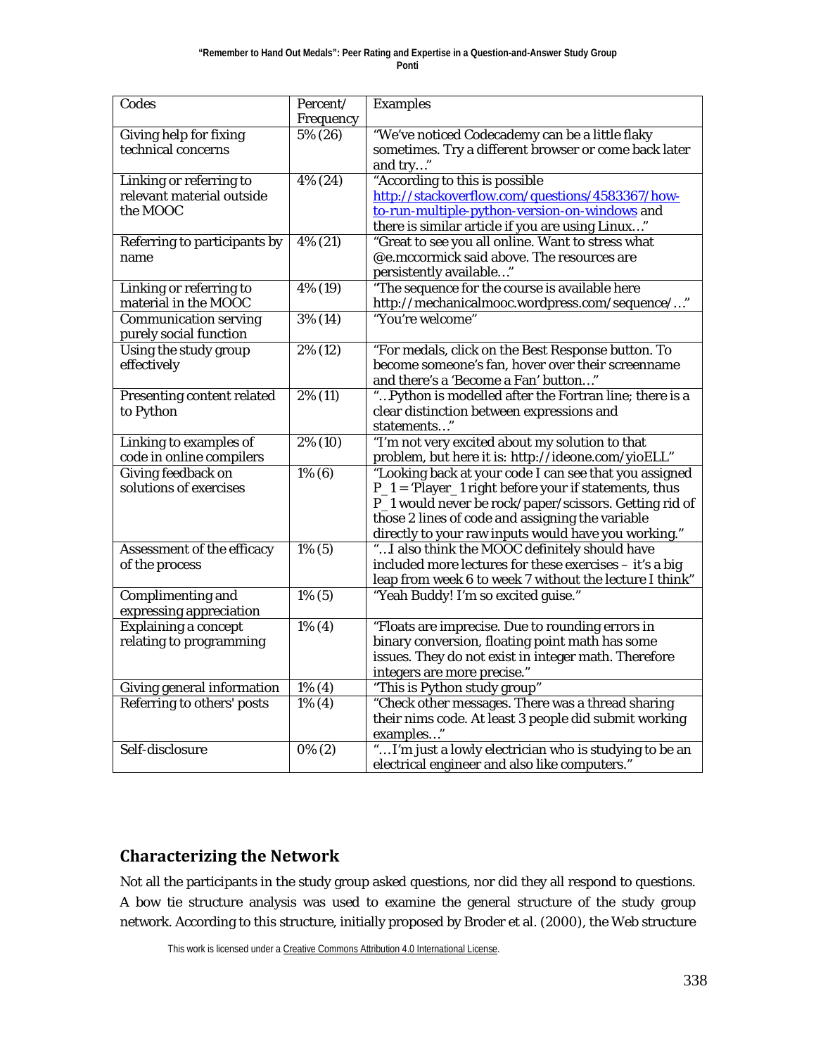| Codes | Percent/ Frequency | Examples |
| --- | --- | --- |
| Giving help for fixing technical concerns | 5% (26) | "We've noticed Codecademy can be a little flaky sometimes. Try a different browser or come back later and try…" |
| Linking or referring to relevant material outside the MOOC | 4% (24) | "According to this is possible http://stackoverflow.com/questions/4583367/how-to-run-multiple-python-version-on-windows and there is similar article if you are using Linux…" |
| Referring to participants by name | 4% (21) | "Great to see you all online. Want to stress what @e.mccormick said above. The resources are persistently available…" |
| Linking or referring to material in the MOOC | 4% (19) | "The sequence for the course is available here http://mechanicalmooc.wordpress.com/sequence/…" |
| Communication serving purely social function | 3% (14) | "You're welcome" |
| Using the study group effectively | 2% (12) | "For medals, click on the Best Response button. To become someone's fan, hover over their screenname and there's a 'Become a Fan' button…" |
| Presenting content related to Python | 2% (11) | "…Python is modelled after the Fortran line; there is a clear distinction between expressions and statements…" |
| Linking to examples of code in online compilers | 2% (10) | "I'm not very excited about my solution to that problem, but here it is: http://ideone.com/yioELL" |
| Giving feedback on solutions of exercises | 1% (6) | "Looking back at your code I can see that you assigned P_1 = 'Player_1 right before your if statements, thus P_1 would never be rock/paper/scissors. Getting rid of those 2 lines of code and assigning the variable directly to your raw inputs would have you working." |
| Assessment of the efficacy of the process | 1% (5) | "…I also think the MOOC definitely should have included more lectures for these exercises – it's a big leap from week 6 to week 7 without the lecture I think" |
| Complimenting and expressing appreciation | 1% (5) | "Yeah Buddy! I'm so excited guise." |
| Explaining a concept relating to programming | 1% (4) | "Floats are imprecise. Due to rounding errors in binary conversion, floating point math has some issues. They do not exist in integer math. Therefore integers are more precise." |
| Giving general information | 1% (4) | "This is Python study group" |
| Referring to others' posts | 1% (4) | "Check other messages. There was a thread sharing their nims code. At least 3 people did submit working examples…" |
| Self-disclosure | 0% (2) | "…I'm just a lowly electrician who is studying to be an electrical engineer and also like computers." |

## Characterizing the Network

Not all the participants in the study group asked questions, nor did they all respond to questions. A bow tie structure analysis was used to examine the general structure of the study group network. According to this structure, initially proposed by Broder et al. (2000), the Web structure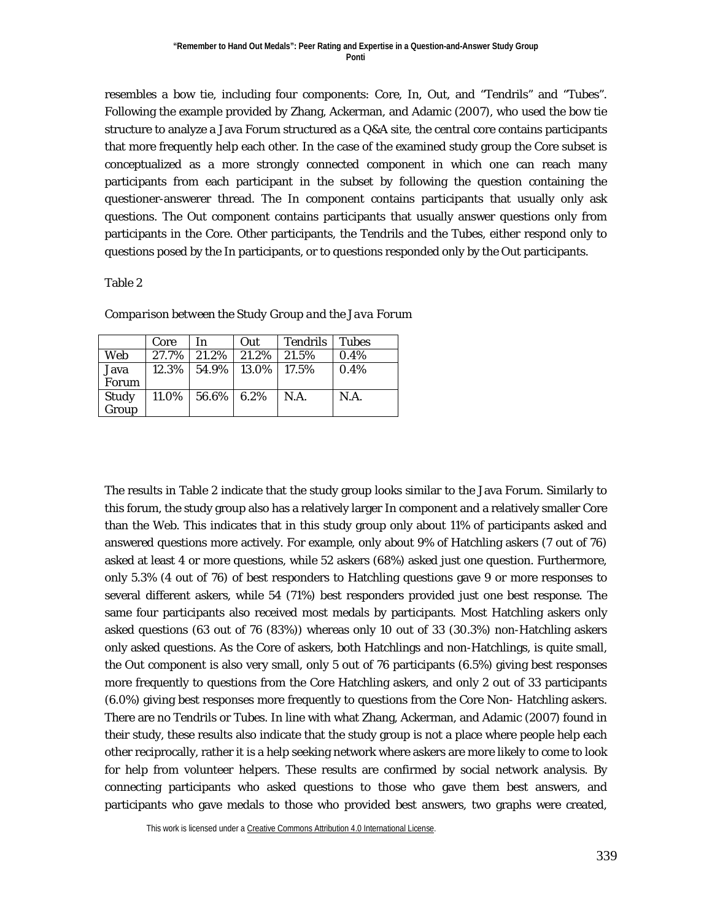resembles a bow tie, including four components: Core, In, Out, and "Tendrils" and "Tubes". Following the example provided by Zhang, Ackerman, and Adamic (2007), who used the bow tie structure to analyze a Java Forum structured as a Q&A site, the central core contains participants that more frequently help each other. In the case of the examined study group the Core subset is conceptualized as a more strongly connected component in which one can reach many participants from each participant in the subset by following the question containing the questioner-answerer thread. The In component contains participants that usually only ask questions. The Out component contains participants that usually answer questions only from participants in the Core. Other participants, the Tendrils and the Tubes, either respond only to questions posed by the In participants, or to questions responded only by the Out participants.

Table 2

*Comparison between the Study Group and the Java Forum*

| | Core | In | Out | Tendrils | Tubes |
|---|---|---|---|---|---|
| Web | 27.7% | 21.2% | 21.2% | 21.5% | 0.4% |
| Java Forum | 12.3% | 54.9% | 13.0% | 17.5% | 0.4% |
| Study Group | 11.0% | 56.6% | 6.2% | N.A. | N.A. |

The results in Table 2 indicate that the study group looks similar to the Java Forum. Similarly to this forum, the study group also has a relatively larger In component and a relatively smaller Core than the Web. This indicates that in this study group only about 11% of participants asked and answered questions more actively. For example, only about 9% of Hatchling askers (7 out of 76) asked at least 4 or more questions, while 52 askers (68%) asked just one question. Furthermore, only 5.3% (4 out of 76) of best responders to Hatchling questions gave 9 or more responses to several different askers, while 54 (71%) best responders provided just one best response. The same four participants also received most medals by participants. Most Hatchling askers only asked questions (63 out of 76 (83%)) whereas only 10 out of 33 (30.3%) non-Hatchling askers only asked questions. As the Core of askers, both Hatchlings and non-Hatchlings, is quite small, the Out component is also very small, only 5 out of 76 participants (6.5%) giving best responses more frequently to questions from the Core Hatchling askers, and only 2 out of 33 participants (6.0%) giving best responses more frequently to questions from the Core Non- Hatchling askers. There are no Tendrils or Tubes. In line with what Zhang, Ackerman, and Adamic (2007) found in their study, these results also indicate that the study group is not a place where people help each other reciprocally, rather it is a help seeking network where askers are more likely to come to look for help from volunteer helpers. These results are confirmed by social network analysis. By connecting participants who asked questions to those who gave them best answers, and participants who gave medals to those who provided best answers, two graphs were created,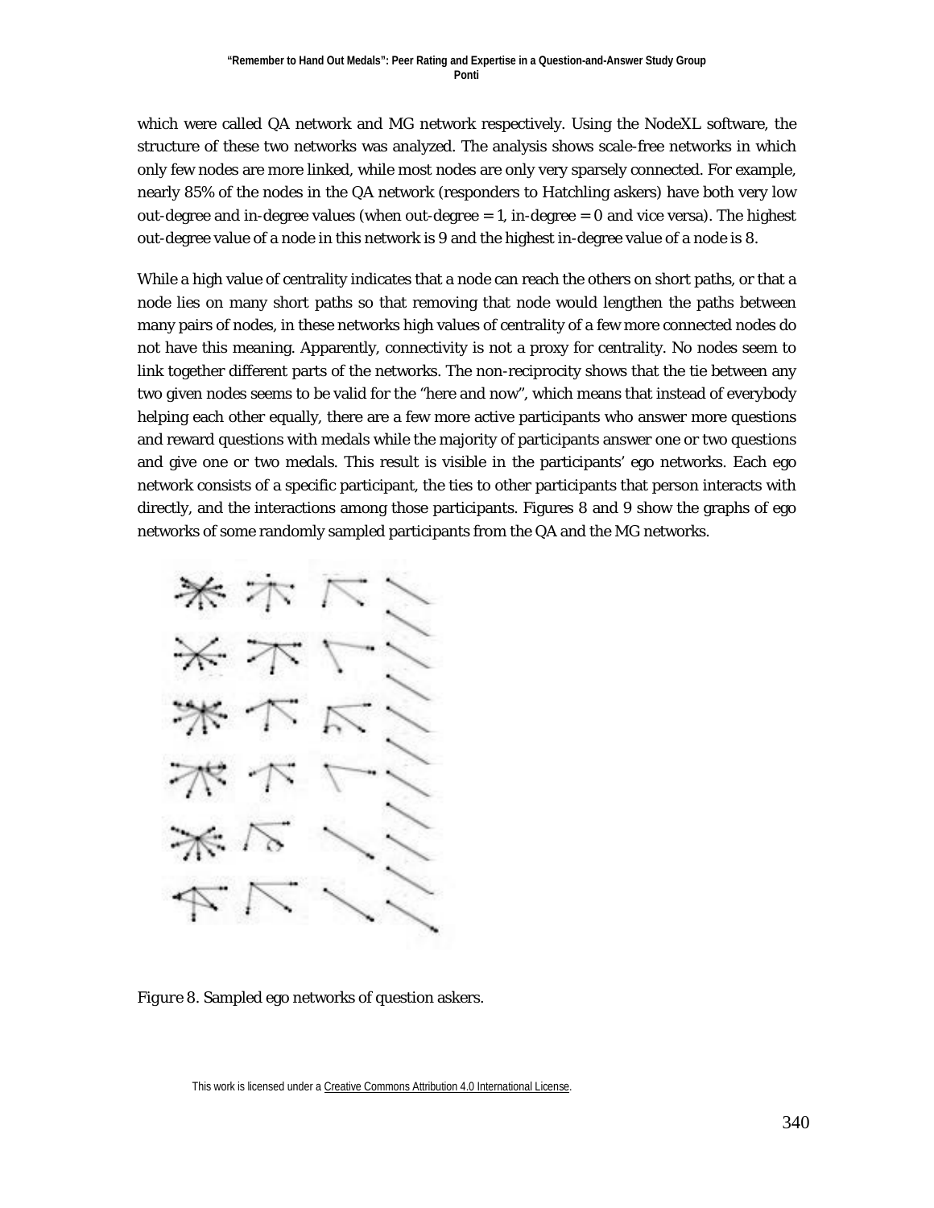which were called QA network and MG network respectively. Using the NodeXL software, the structure of these two networks was analyzed. The analysis shows scale-free networks in which only few nodes are more linked, while most nodes are only very sparsely connected. For example, nearly 85% of the nodes in the QA network (responders to Hatchling askers) have both very low out-degree and in-degree values (when out-degree = 1, in-degree = 0 and vice versa). The highest out-degree value of a node in this network is 9 and the highest in-degree value of a node is 8.

While a high value of centrality indicates that a node can reach the others on short paths, or that a node lies on many short paths so that removing that node would lengthen the paths between many pairs of nodes, in these networks high values of centrality of a few more connected nodes do not have this meaning. Apparently, connectivity is not a proxy for centrality. No nodes seem to link together different parts of the networks. The non-reciprocity shows that the tie between any two given nodes seems to be valid for the "here and now", which means that instead of everybody helping each other equally, there are a few more active participants who answer more questions and reward questions with medals while the majority of participants answer one or two questions and give one or two medals. This result is visible in the participants' ego networks. Each ego network consists of a specific participant, the ties to other participants that person interacts with directly, and the interactions among those participants. Figures 8 and 9 show the graphs of ego networks of some randomly sampled participants from the QA and the MG networks.

*Figure 8*. Sampled ego networks of question askers.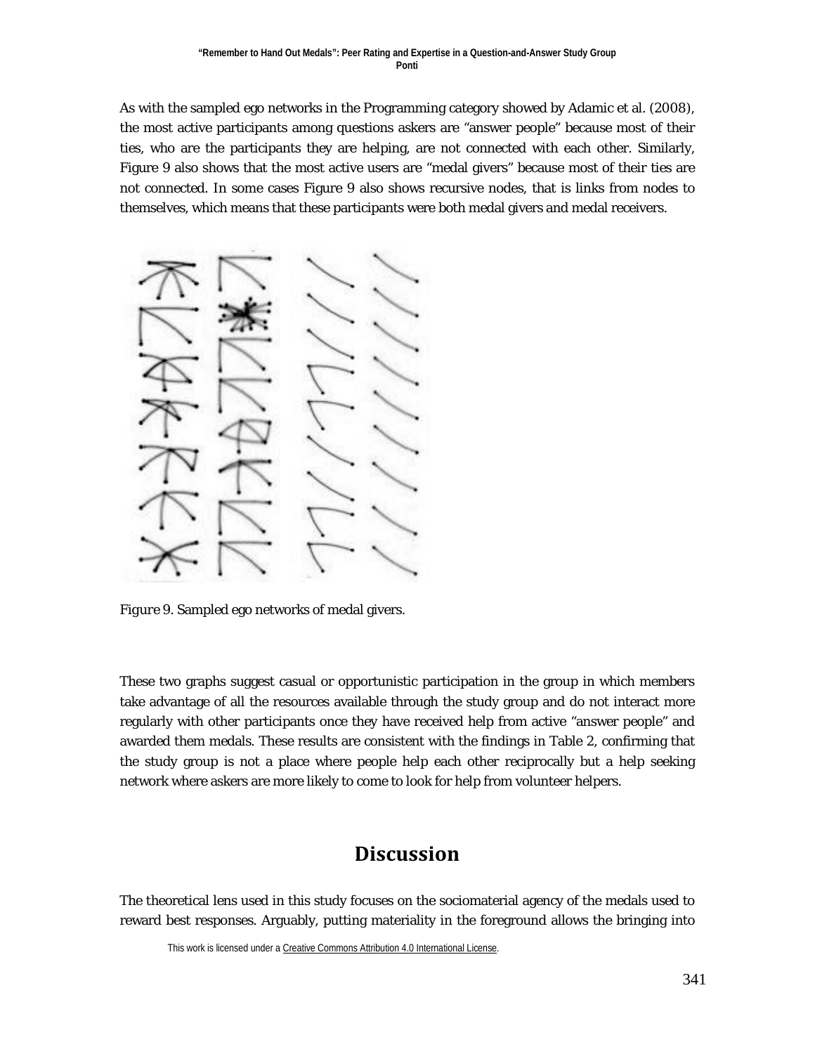As with the sampled ego networks in the Programming category showed by Adamic et al. (2008), the most active participants among questions askers are “answer people” because most of their ties, who are the participants they are helping, are not connected with each other. Similarly, Figure 9 also shows that the most active users are “medal givers” because most of their ties are not connected. In some cases Figure 9 also shows recursive nodes, that is links from nodes to themselves, which means that these participants were both medal givers and medal receivers.

*Figure 9.* Sampled ego networks of medal givers.

These two graphs suggest casual or opportunistic participation in the group in which members take advantage of all the resources available through the study group and do not interact more regularly with other participants once they have received help from active “answer people” and awarded them medals. These results are consistent with the findings in Table 2, confirming that the study group is not a place where people help each other reciprocally but a help seeking network where askers are more likely to come to look for help from volunteer helpers.

## Discussion

The theoretical lens used in this study focuses on the sociomaterial agency of the medals used to reward best responses. Arguably, putting materiality in the foreground allows the bringing into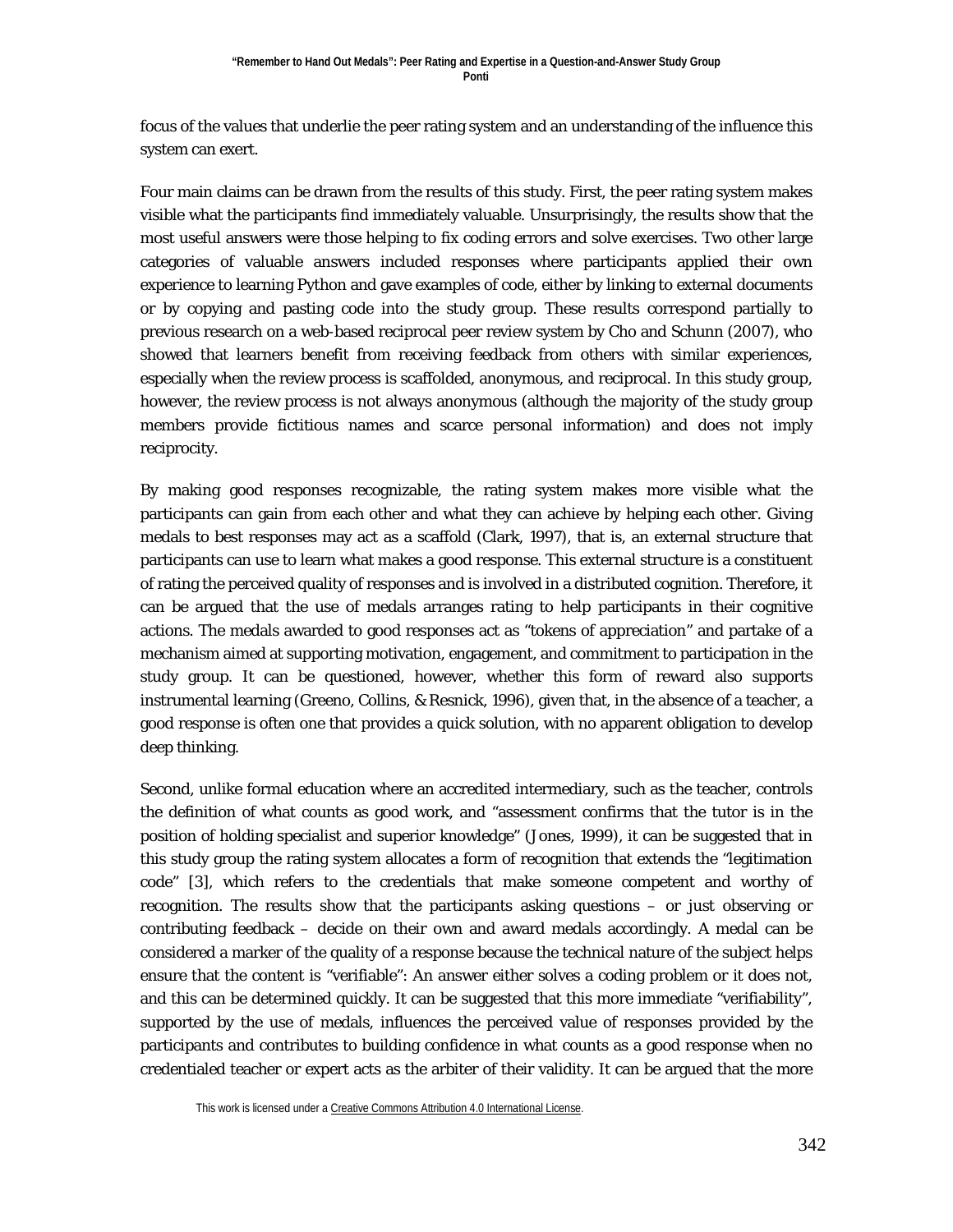focus of the values that underlie the peer rating system and an understanding of the influence this system can exert.

Four main claims can be drawn from the results of this study. First, the peer rating system makes visible what the participants find immediately valuable. Unsurprisingly, the results show that the most useful answers were those helping to fix coding errors and solve exercises. Two other large categories of valuable answers included responses where participants applied their own experience to learning Python and gave examples of code, either by linking to external documents or by copying and pasting code into the study group. These results correspond partially to previous research on a web-based reciprocal peer review system by Cho and Schunn (2007), who showed that learners benefit from receiving feedback from others with similar experiences, especially when the review process is scaffolded, anonymous, and reciprocal. In this study group, however, the review process is not always anonymous (although the majority of the study group members provide fictitious names and scarce personal information) and does not imply reciprocity.

By making good responses recognizable, the rating system makes more visible what the participants can gain from each other and what they can achieve by helping each other. Giving medals to best responses may act as a scaffold (Clark, 1997), that is, an external structure that participants can use to learn what makes a good response. This external structure is a constituent of rating the perceived quality of responses and is involved in a distributed cognition. Therefore, it can be argued that the use of medals arranges rating to help participants in their cognitive actions. The medals awarded to good responses act as "tokens of appreciation" and partake of a mechanism aimed at supporting motivation, engagement, and commitment to participation in the study group. It can be questioned, however, whether this form of reward also supports instrumental learning (Greeno, Collins, & Resnick, 1996), given that, in the absence of a teacher, a good response is often one that provides a quick solution, with no apparent obligation to develop deep thinking.

Second, unlike formal education where an accredited intermediary, such as the teacher, controls the definition of what counts as good work, and "assessment confirms that the tutor is in the position of holding specialist and superior knowledge" (Jones, 1999), it can be suggested that in this study group the rating system allocates a form of recognition that extends the "legitimation code" [3], which refers to the credentials that make someone competent and worthy of recognition. The results show that the participants asking questions – or just observing or contributing feedback – decide on their own and award medals accordingly. A medal can be considered a marker of the quality of a response because the technical nature of the subject helps ensure that the content is "verifiable": An answer either solves a coding problem or it does not, and this can be determined quickly. It can be suggested that this more immediate "verifiability", supported by the use of medals, influences the perceived value of responses provided by the participants and contributes to building confidence in what counts as a good response when no credentialed teacher or expert acts as the arbiter of their validity. It can be argued that the more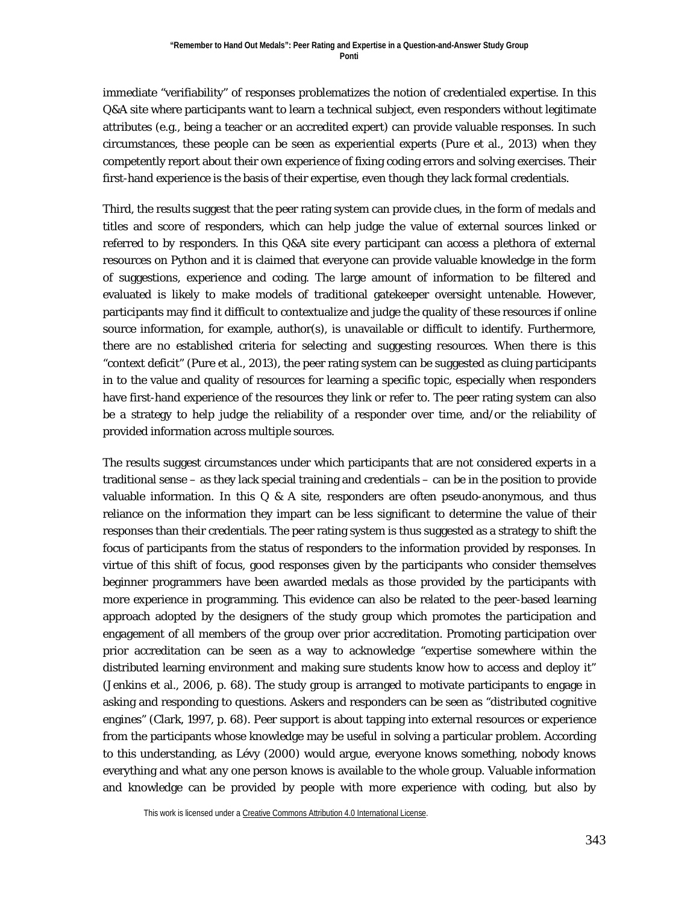immediate "verifiability" of responses problematizes the notion of credentialed expertise. In this Q&A site where participants want to learn a technical subject, even responders without legitimate attributes (e.g., being a teacher or an accredited expert) can provide valuable responses. In such circumstances, these people can be seen as experiential experts (Pure et al., 2013) when they competently report about their own experience of fixing coding errors and solving exercises. Their first-hand experience is the basis of their expertise, even though they lack formal credentials.

Third, the results suggest that the peer rating system can provide clues, in the form of medals and titles and score of responders, which can help judge the value of external sources linked or referred to by responders. In this Q&A site every participant can access a plethora of external resources on Python and it is claimed that everyone can provide valuable knowledge in the form of suggestions, experience and coding. The large amount of information to be filtered and evaluated is likely to make models of traditional gatekeeper oversight untenable. However, participants may find it difficult to contextualize and judge the quality of these resources if online source information, for example, author(s), is unavailable or difficult to identify. Furthermore, there are no established criteria for selecting and suggesting resources. When there is this "context deficit" (Pure et al., 2013), the peer rating system can be suggested as cluing participants in to the value and quality of resources for learning a specific topic, especially when responders have first-hand experience of the resources they link or refer to. The peer rating system can also be a strategy to help judge the reliability of a responder over time, and/or the reliability of provided information across multiple sources.

The results suggest circumstances under which participants that are not considered experts in a traditional sense – as they lack special training and credentials – can be in the position to provide valuable information. In this Q & A site, responders are often pseudo-anonymous, and thus reliance on the information they impart can be less significant to determine the value of their responses than their credentials. The peer rating system is thus suggested as a strategy to shift the focus of participants from the status of responders to the information provided by responses. In virtue of this shift of focus, good responses given by the participants who consider themselves beginner programmers have been awarded medals as those provided by the participants with more experience in programming. This evidence can also be related to the peer-based learning approach adopted by the designers of the study group which promotes the participation and engagement of all members of the group over prior accreditation. Promoting participation over prior accreditation can be seen as a way to acknowledge "expertise somewhere within the distributed learning environment and making sure students know how to access and deploy it" (Jenkins et al., 2006, p. 68). The study group is arranged to motivate participants to engage in asking and responding to questions. Askers and responders can be seen as "distributed cognitive engines" (Clark, 1997, p. 68). Peer support is about tapping into external resources or experience from the participants whose knowledge may be useful in solving a particular problem. According to this understanding, as Lévy (2000) would argue, everyone knows something, nobody knows everything and what any one person knows is available to the whole group. Valuable information and knowledge can be provided by people with more experience with coding, but also by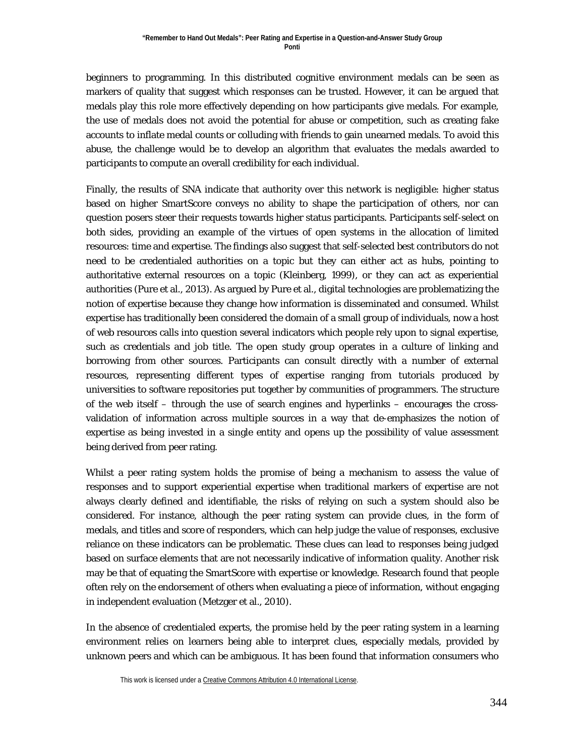beginners to programming. In this distributed cognitive environment medals can be seen as markers of quality that suggest which responses can be trusted. However, it can be argued that medals play this role more effectively depending on how participants give medals. For example, the use of medals does not avoid the potential for abuse or competition, such as creating fake accounts to inflate medal counts or colluding with friends to gain unearned medals. To avoid this abuse, the challenge would be to develop an algorithm that evaluates the medals awarded to participants to compute an overall credibility for each individual.

Finally, the results of SNA indicate that authority over this network is negligible: higher status based on higher SmartScore conveys no ability to shape the participation of others, nor can question posers steer their requests towards higher status participants. Participants self-select on both sides, providing an example of the virtues of open systems in the allocation of limited resources: time and expertise. The findings also suggest that self-selected best contributors do not need to be credentialed authorities on a topic but they can either act as hubs, pointing to authoritative external resources on a topic (Kleinberg, 1999), or they can act as experiential authorities (Pure et al., 2013). As argued by Pure et al., digital technologies are problematizing the notion of expertise because they change how information is disseminated and consumed. Whilst expertise has traditionally been considered the domain of a small group of individuals, now a host of web resources calls into question several indicators which people rely upon to signal expertise, such as credentials and job title. The open study group operates in a culture of linking and borrowing from other sources. Participants can consult directly with a number of external resources, representing different types of expertise ranging from tutorials produced by universities to software repositories put together by communities of programmers. The structure of the web itself – through the use of search engines and hyperlinks – encourages the cross-validation of information across multiple sources in a way that de-emphasizes the notion of expertise as being invested in a single entity and opens up the possibility of value assessment being derived from peer rating.

Whilst a peer rating system holds the promise of being a mechanism to assess the value of responses and to support experiential expertise when traditional markers of expertise are not always clearly defined and identifiable, the risks of relying on such a system should also be considered. For instance, although the peer rating system can provide clues, in the form of medals, and titles and score of responders, which can help judge the value of responses, exclusive reliance on these indicators can be problematic. These clues can lead to responses being judged based on surface elements that are not necessarily indicative of information quality. Another risk may be that of equating the SmartScore with expertise or knowledge. Research found that people often rely on the endorsement of others when evaluating a piece of information, without engaging in independent evaluation (Metzger et al., 2010).

In the absence of credentialed experts, the promise held by the peer rating system in a learning environment relies on learners being able to interpret clues, especially medals, provided by unknown peers and which can be ambiguous. It has been found that information consumers who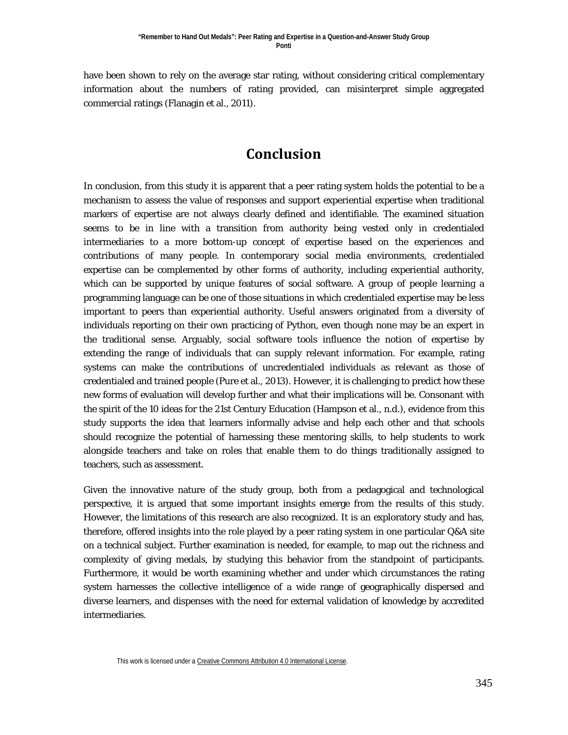have been shown to rely on the average star rating, without considering critical complementary information about the numbers of rating provided, can misinterpret simple aggregated commercial ratings (Flanagin et al., 2011).

# Conclusion

In conclusion, from this study it is apparent that a peer rating system holds the potential to be a mechanism to assess the value of responses and support experiential expertise when traditional markers of expertise are not always clearly defined and identifiable. The examined situation seems to be in line with a transition from authority being vested only in credentialed intermediaries to a more bottom-up concept of expertise based on the experiences and contributions of many people. In contemporary social media environments, credentialed expertise can be complemented by other forms of authority, including experiential authority, which can be supported by unique features of social software. A group of people learning a programming language can be one of those situations in which credentialed expertise may be less important to peers than experiential authority. Useful answers originated from a diversity of individuals reporting on their own practicing of Python, even though none may be an expert in the traditional sense. Arguably, social software tools influence the notion of expertise by extending the range of individuals that can supply relevant information. For example, rating systems can make the contributions of uncredentialed individuals as relevant as those of credentialed and trained people (Pure et al., 2013). However, it is challenging to predict how these new forms of evaluation will develop further and what their implications will be. Consonant with the spirit of the 10 ideas for the 21st Century Education (Hampson et al., n.d.), evidence from this study supports the idea that learners informally advise and help each other and that schools should recognize the potential of harnessing these mentoring skills, to help students to work alongside teachers and take on roles that enable them to do things traditionally assigned to teachers, such as assessment.

Given the innovative nature of the study group, both from a pedagogical and technological perspective, it is argued that some important insights emerge from the results of this study. However, the limitations of this research are also recognized. It is an exploratory study and has, therefore, offered insights into the role played by a peer rating system in one particular Q&A site on a technical subject. Further examination is needed, for example, to map out the richness and complexity of giving medals, by studying this behavior from the standpoint of participants. Furthermore, it would be worth examining whether and under which circumstances the rating system harnesses the collective intelligence of a wide range of geographically dispersed and diverse learners, and dispenses with the need for external validation of knowledge by accredited intermediaries.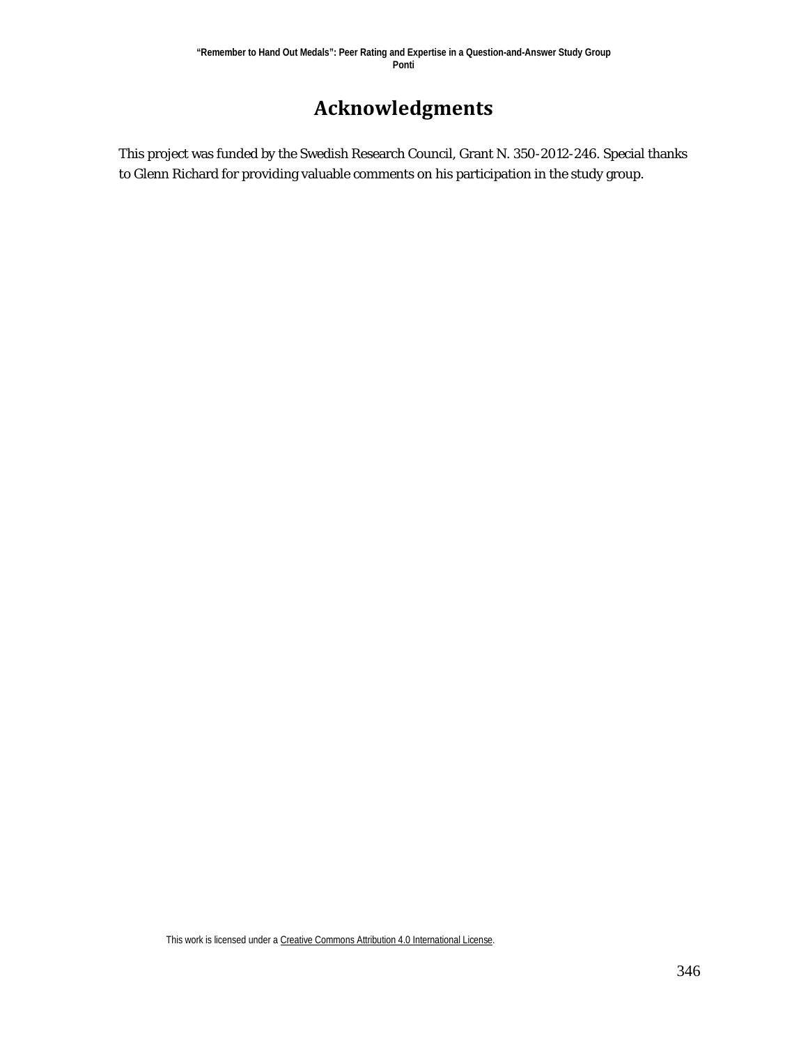# Acknowledgments

This project was funded by the Swedish Research Council, Grant N. 350-2012-246. Special thanks to Glenn Richard for providing valuable comments on his participation in the study group.

This work is licensed under a Creative Commons Attribution 4.0 International License.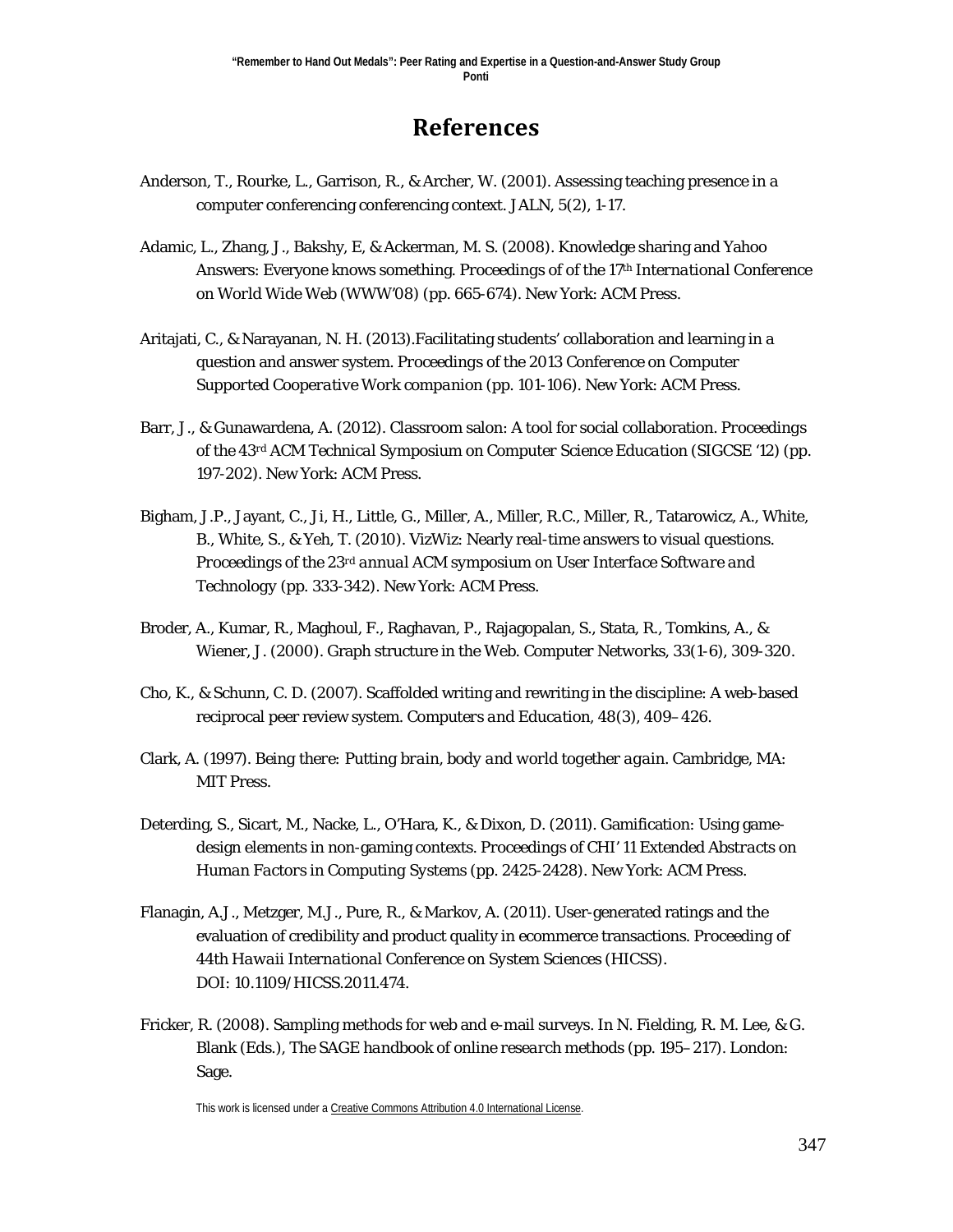# References

Anderson, T., Rourke, L., Garrison, R., & Archer, W. (2001). Assessing teaching presence in a computer conferencing conferencing context. JALN, 5(2), 1-17.

Adamic, L., Zhang, J., Bakshy, E, & Ackerman, M. S. (2008). Knowledge sharing and Yahoo Answers: Everyone knows something. *Proceedings of of the 17th International Conference on World Wide Web (WWW'08)* (pp. 665-674). New York: ACM Press.

Aritajati, C., & Narayanan, N. H. (2013).Facilitating students' collaboration and learning in a question and answer system. *Proceedings of the 2013 Conference on Computer Supported Cooperative Work companion* (pp. 101-106). New York: ACM Press.

Barr, J., & Gunawardena, A. (2012). Classroom salon: A tool for social collaboration. *Proceedings of the 43rd ACM Technical Symposium on Computer Science Education (SIGCSE '12)* (pp. 197-202). New York: ACM Press.

Bigham, J.P., Jayant, C., Ji, H., Little, G., Miller, A., Miller, R.C., Miller, R., Tatarowicz, A., White, B., White, S., & Yeh, T. (2010). VizWiz: Nearly real-time answers to visual questions. *Proceedings of the 23rd annual ACM symposium on User Interface Software and Technology* (pp. 333-342). New York: ACM Press.

Broder, A., Kumar, R., Maghoul, F., Raghavan, P., Rajagopalan, S., Stata, R., Tomkins, A., & Wiener, J. (2000). Graph structure in the Web. *Computer Networks*, 33(1-6), 309-320.

Cho, K., & Schunn, C. D. (2007). Scaffolded writing and rewriting in the discipline: A web-based reciprocal peer review system. *Computers and Education*, 48(3), 409–426.

Clark, A. (1997). *Being there: Putting brain, body and world together again*. Cambridge, MA: MIT Press.

Deterding, S., Sicart, M., Nacke, L., O'Hara, K., & Dixon, D. (2011). Gamification: Using game-design elements in non-gaming contexts. *Proceedings of CHI' 11 Extended Abstracts on Human Factors in Computing Systems* (pp. 2425-2428). New York: ACM Press.

Flanagin, A.J., Metzger, M.J., Pure, R., & Markov, A. (2011). User-generated ratings and the evaluation of credibility and product quality in ecommerce transactions. *Proceeding of 44th Hawaii International Conference on System Sciences (HICSS)*. DOI: 10.1109/HICSS.2011.474.

Fricker, R. (2008). Sampling methods for web and e-mail surveys. In N. Fielding, R. M. Lee, & G. Blank (Eds.), *The SAGE handbook of online research methods* (pp. 195–217). London: Sage.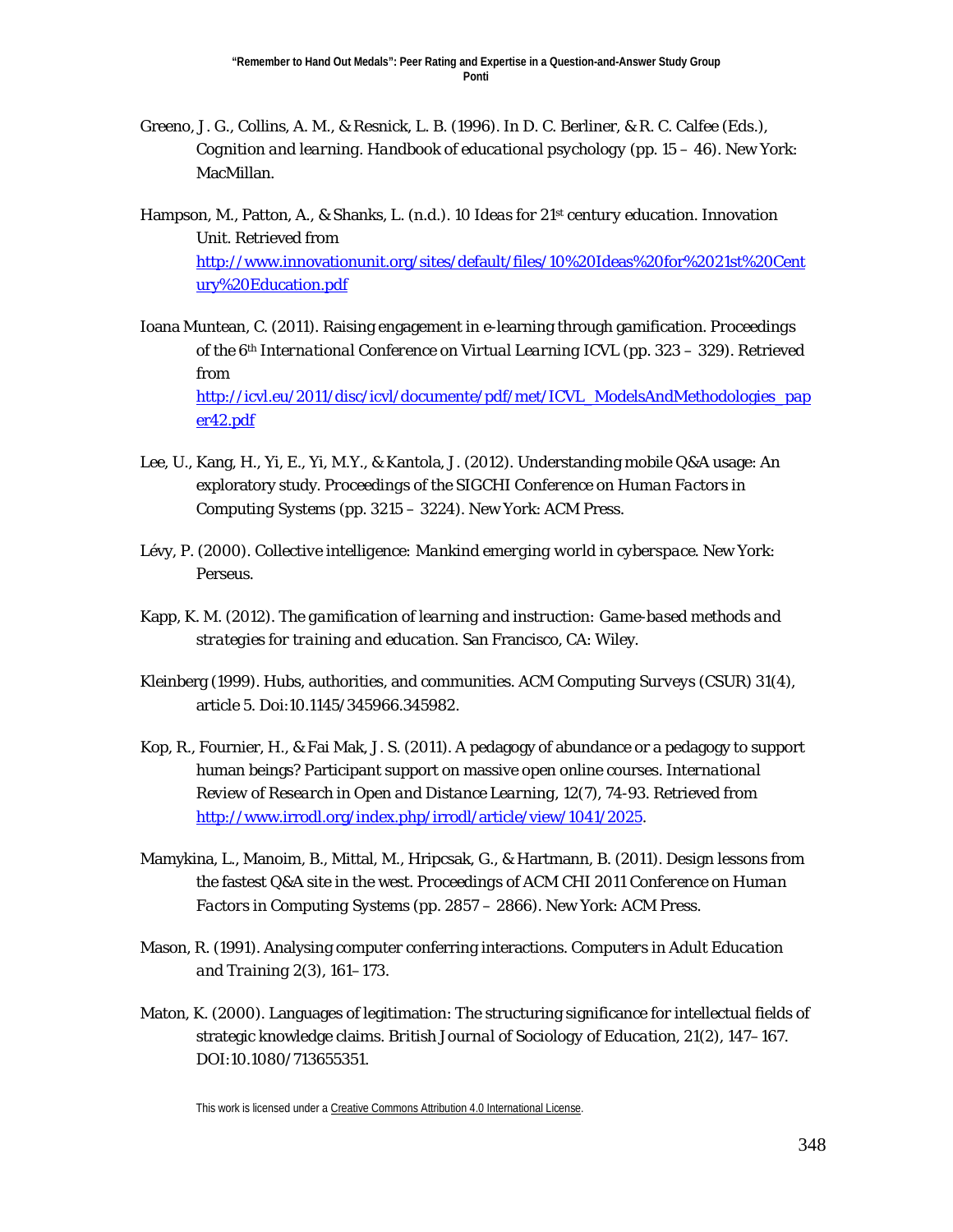Greeno, J. G., Collins, A. M., & Resnick, L. B. (1996). In D. C. Berliner, & R. C. Calfee (Eds.), *Cognition and learning. Handbook of educational psychology* (pp. 15 – 46). New York: MacMillan.

Hampson, M., Patton, A., & Shanks, L. (n.d.). *10 Ideas for 21st century education.* Innovation Unit. Retrieved from [http://www.innovationunit.org/sites/default/files/10%20Ideas%20for%2021st%20Century%20Education.pdf](http://www.innovationunit.org/sites/default/files/10%20Ideas%20for%2021st%20Century%20Education.pdf)

Ioana Muntean, C. (2011). Raising engagement in e-learning through gamification. *Proceedings of the 6th International Conference on Virtual Learning ICVL* (pp. 323 – 329). Retrieved from [http://icvl.eu/2011/disc/icvl/documente/pdf/met/ICVL_ModelsAndMethodologies_paper42.pdf](http://icvl.eu/2011/disc/icvl/documente/pdf/met/ICVL_ModelsAndMethodologies_paper42.pdf)

Lee, U., Kang, H., Yi, E., Yi, M.Y., & Kantola, J. (2012). Understanding mobile Q&A usage: An exploratory study. *Proceedings of the SIGCHI Conference on Human Factors in Computing Systems* (pp. 3215 – 3224). New York: ACM Press.

Lévy, P. (2000). *Collective intelligence: Mankind emerging world in cyberspace.* New York: Perseus.

Kapp, K. M. (2012). *The gamification of learning and instruction: Game-based methods and strategies for training and education.* San Francisco, CA: Wiley.

Kleinberg (1999). Hubs, authorities, and communities. *ACM Computing Surveys (CSUR) 31*(4), article 5. Doi:10.1145/345966.345982.

Kop, R., Fournier, H., & Fai Mak, J. S. (2011). A pedagogy of abundance or a pedagogy to support human beings? Participant support on massive open online courses. *International Review of Research in Open and Distance Learning, 12*(7), 74-93. Retrieved from [http://www.irrodl.org/index.php/irrodl/article/view/1041/2025](http://www.irrodl.org/index.php/irrodl/article/view/1041/2025).

Mamykina, L., Manoim, B., Mittal, M., Hripcsak, G., & Hartmann, B. (2011). Design lessons from the fastest Q&A site in the west. *Proceedings of ACM CHI 2011 Conference on Human Factors in Computing Systems* (pp. 2857 – 2866). New York: ACM Press.

Mason, R. (1991). Analysing computer conferring interactions. *Computers in Adult Education and Training 2*(3), 161–173.

Maton, K. (2000). Languages of legitimation: The structuring significance for intellectual fields of strategic knowledge claims. *British Journal of Sociology of Education, 21*(2), 147–167. DOI:10.1080/713655351.

This work is licensed under a Creative Commons Attribution 4.0 International License.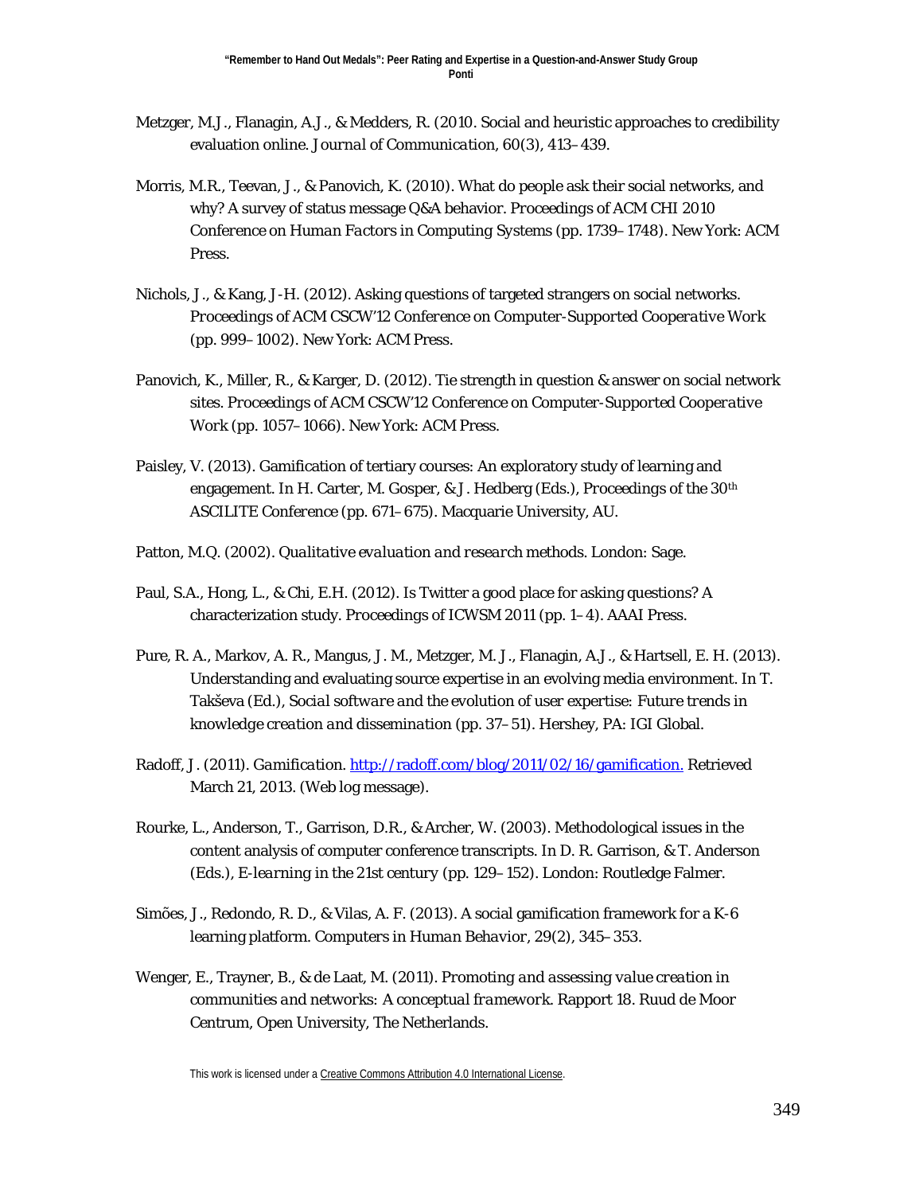Metzger, M.J., Flanagin, A.J., & Medders, R. (2010. Social and heuristic approaches to credibility evaluation online. *Journal of Communication, 60*(3), 413–439.

Morris, M.R., Teevan, J., & Panovich, K. (2010). What do people ask their social networks, and why? A survey of status message Q&A behavior. *Proceedings of ACM CHI 2010 Conference on Human Factors in Computing Systems* (pp. 1739–1748). New York: ACM Press.

Nichols, J., & Kang, J-H. (2012). Asking questions of targeted strangers on social networks. *Proceedings of ACM CSCW'12 Conference on Computer-Supported Cooperative Work* (pp. 999–1002). New York: ACM Press.

Panovich, K., Miller, R., & Karger, D. (2012). Tie strength in question & answer on social network sites. *Proceedings of ACM CSCW'12 Conference on Computer-Supported Cooperative Work* (pp. 1057–1066). New York: ACM Press.

Paisley, V. (2013). Gamification of tertiary courses: An exploratory study of learning and engagement. In H. Carter, M. Gosper, & J. Hedberg (Eds.), *Proceedings of the 30th ASCILITE Conference* (pp. 671–675). Macquarie University, AU.

Patton, M.Q. (2002). *Qualitative evaluation and research methods*. London: Sage.

Paul, S.A., Hong, L., & Chi, E.H. (2012). Is Twitter a good place for asking questions? A characterization study. *Proceedings of ICWSM 2011* (pp. 1–4). AAAI Press.

Pure, R. A., Markov, A. R., Mangus, J. M., Metzger, M. J., Flanagin, A.J., & Hartsell, E. H. (2013). Understanding and evaluating source expertise in an evolving media environment. In T. Takševa (Ed.), *Social software and the evolution of user expertise: Future trends in knowledge creation and dissemination* (pp. 37–51). Hershey, PA: IGI Global.

Radoff, J. (2011). *Gamification*. http://radoff.com/blog/2011/02/16/gamification. Retrieved March 21, 2013. (Web log message).

Rourke, L., Anderson, T., Garrison, D.R., & Archer, W. (2003). Methodological issues in the content analysis of computer conference transcripts. In D. R. Garrison, & T. Anderson (Eds.), *E-learning in the 21st century* (pp. 129–152). London: Routledge Falmer.

Simões, J., Redondo, R. D., & Vilas, A. F. (2013). A social gamification framework for a K-6 learning platform. *Computers in Human Behavior, 29*(2), 345–353.

Wenger, E., Trayner, B., & de Laat, M. (2011). *Promoting and assessing value creation in communities and networks: A conceptual framework*. Rapport 18. Ruud de Moor Centrum, Open University, The Netherlands.

This work is licensed under a Creative Commons Attribution 4.0 International License.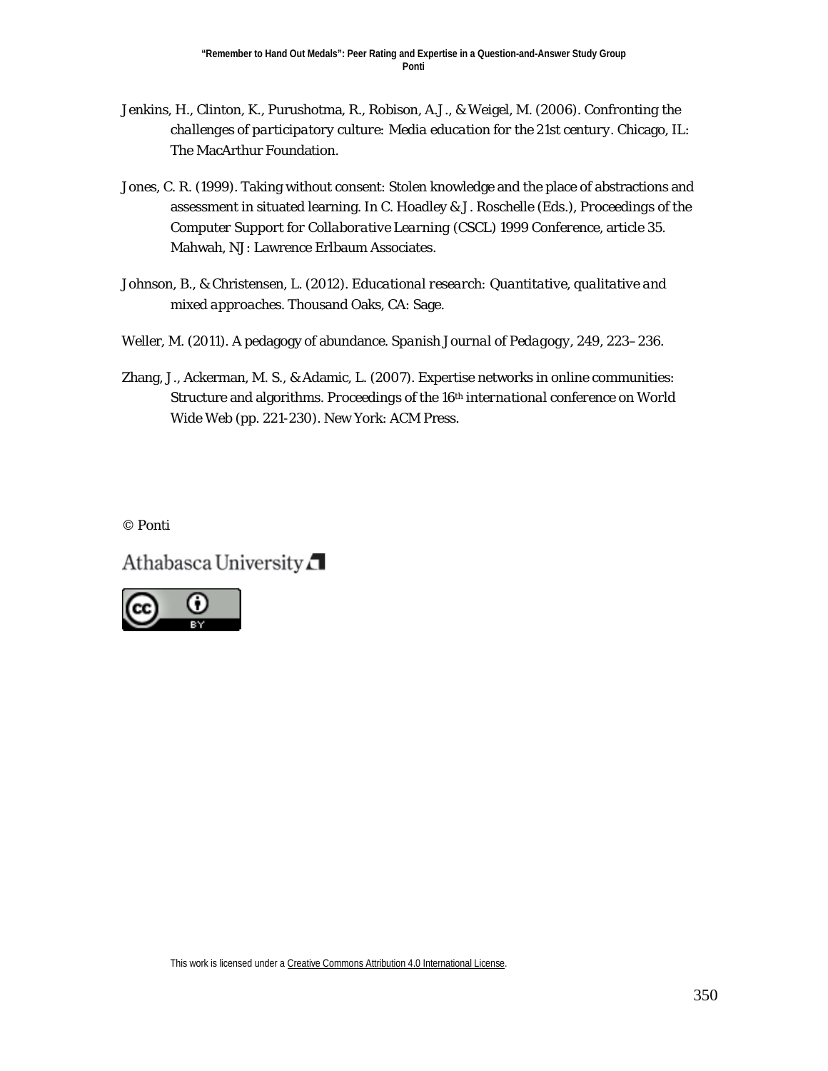Jenkins, H., Clinton, K., Purushotma, R., Robison, A.J., & Weigel, M. (2006). Confronting the challenges of *participatory culture: Media education for the 21st century*. Chicago, IL: The MacArthur Foundation.

Jones, C. R. (1999). Taking without consent: Stolen knowledge and the place of abstractions and assessment in situated learning. In C. Hoadley & J. Roschelle (Eds.), *Proceedings of the Computer Support for Collaborative Learning (CSCL) 1999 Conference*, article 35. Mahwah, NJ: Lawrence Erlbaum Associates.

Johnson, B., & Christensen, L. (2012). *Educational research: Quantitative, qualitative and mixed approaches*. Thousand Oaks, CA: Sage.

Weller, M. (2011). A pedagogy of abundance. *Spanish Journal of Pedagogy*, *249*, 223–236.

Zhang, J., Ackerman, M. S., & Adamic, L. (2007). Expertise networks in online communities: Structure and algorithms. *Proceedings of the 16th international conference on World Wide Web* (pp. 221-230). New York: ACM Press.

© Ponti

Athabasca University

This work is licensed under a Creative Commons Attribution 4.0 International License.